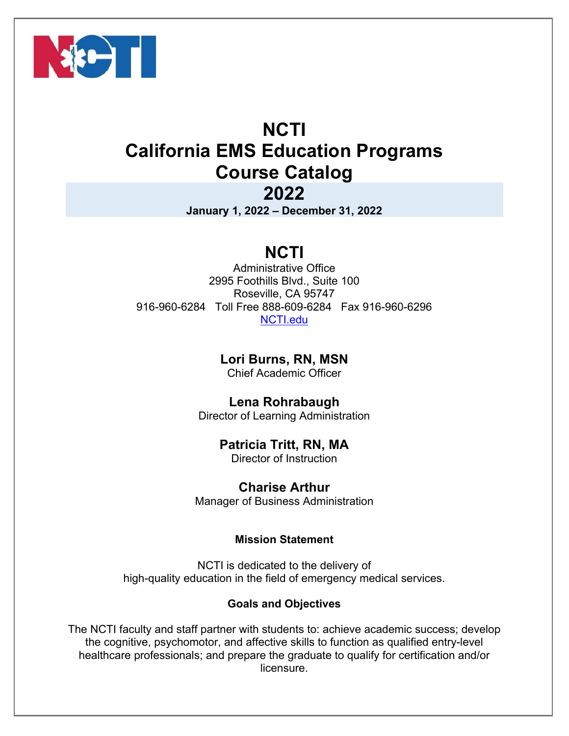# NCTI
# California EMS Education Programs
# Course Catalog
# 2022

**January 1, 2022 – December 31, 2022**

## NCTI

Administrative Office
2995 Foothills Blvd., Suite 100
Roseville, CA 95747
916-960-6284 Toll Free 888-609-6284 Fax 916-960-6296
NCTI.edu

**Lori Burns, RN, MSN**
Chief Academic Officer

**Lena Rohrabaugh**
Director of Learning Administration

**Patricia Tritt, RN, MA**
Director of Instruction

**Charise Arthur**
Manager of Business Administration

**Mission Statement**

NCTI is dedicated to the delivery of high-quality education in the field of emergency medical services.

**Goals and Objectives**

The NCTI faculty and staff partner with students to: achieve academic success; develop the cognitive, psychomotor, and affective skills to function as qualified entry-level healthcare professionals; and prepare the graduate to qualify for certification and/or licensure.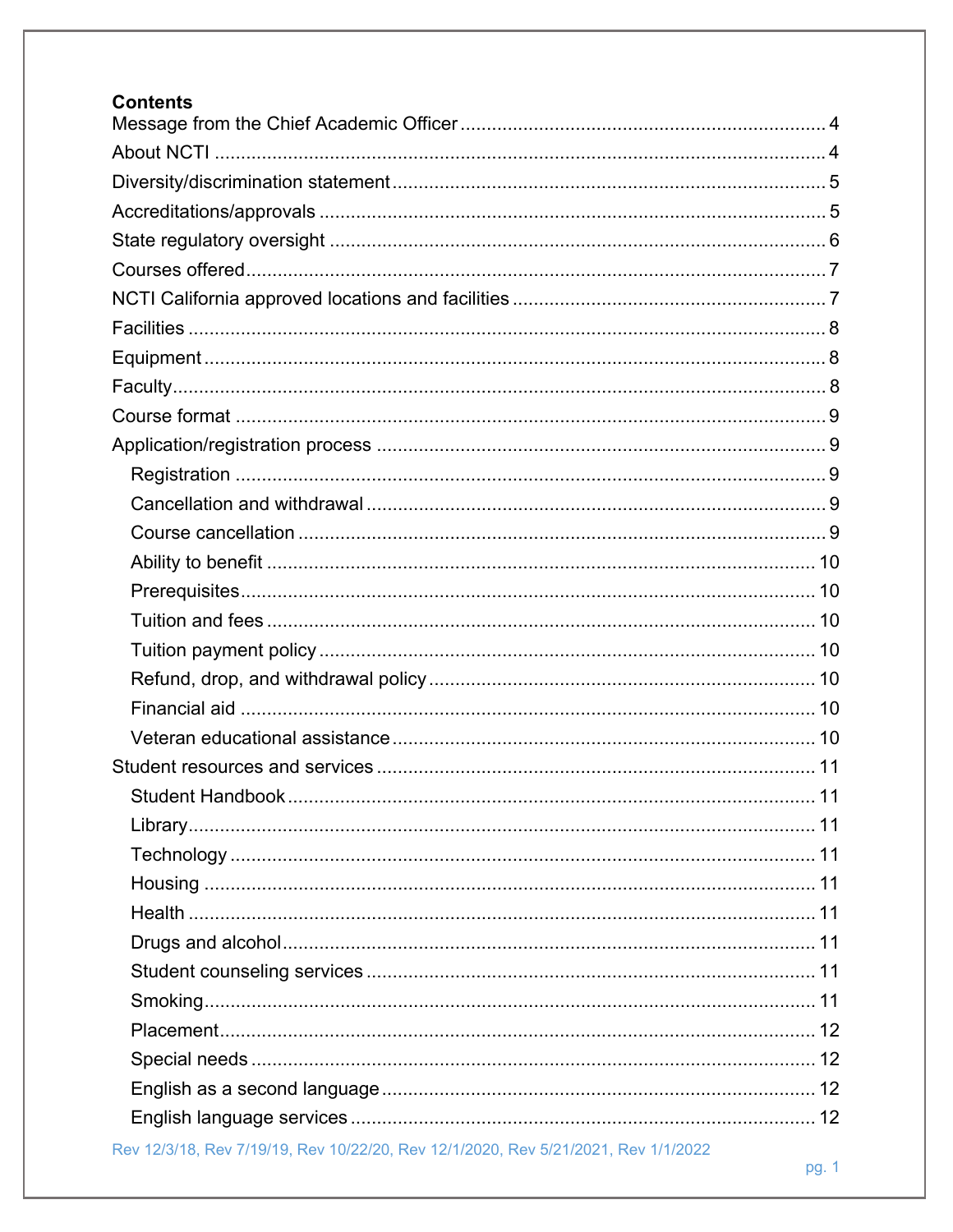**Contents**

Message from the Chief Academic Officer ... 4
About NCTI ... 4
Diversity/discrimination statement ... 5
Accreditations/approvals ... 5
State regulatory oversight ... 6
Courses offered ... 7
NCTI California approved locations and facilities ... 7
Facilities ... 8
Equipment ... 8
Faculty ... 8
Course format ... 9
Application/registration process ... 9
- Registration ... 9
- Cancellation and withdrawal ... 9
- Course cancellation ... 9
- Ability to benefit ... 10
- Prerequisites ... 10
- Tuition and fees ... 10
- Tuition payment policy ... 10
- Refund, drop, and withdrawal policy ... 10
- Financial aid ... 10
- Veteran educational assistance ... 10

Student resources and services ... 11
- Student Handbook ... 11
- Library ... 11
- Technology ... 11
- Housing ... 11
- Health ... 11
- Drugs and alcohol ... 11
- Student counseling services ... 11
- Smoking ... 11
- Placement ... 12
- Special needs ... 12
- English as a second language ... 12
- English language services ... 12

Rev 12/3/18, Rev 7/19/19, Rev 10/22/20, Rev 12/1/2020, Rev 5/21/2021, Rev 1/1/2022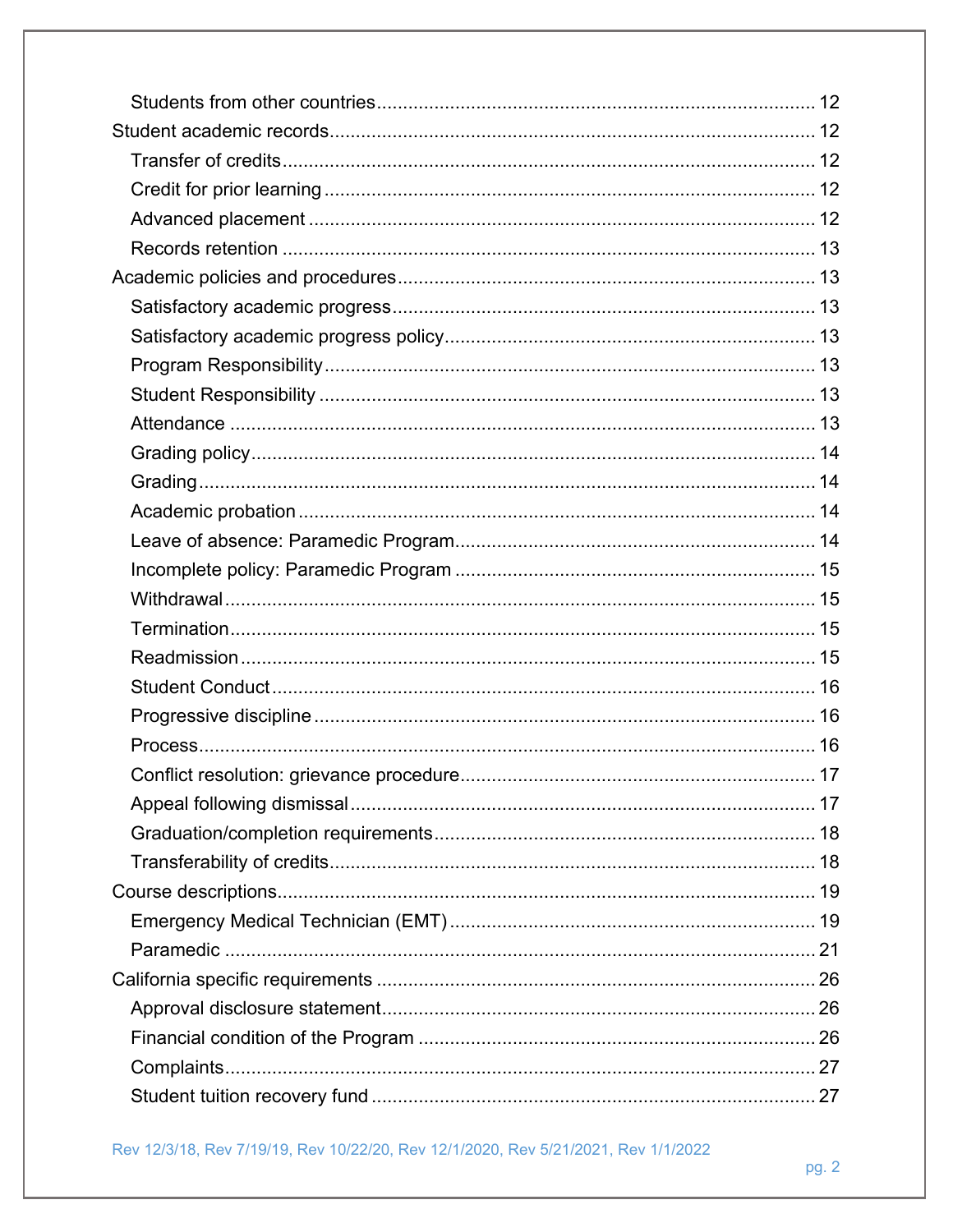- Students from other countries ... 12
- Student academic records ... 12
  - Transfer of credits ... 12
  - Credit for prior learning ... 12
  - Advanced placement ... 12
  - Records retention ... 13
- Academic policies and procedures ... 13
  - Satisfactory academic progress ... 13
  - Satisfactory academic progress policy ... 13
  - Program Responsibility ... 13
  - Student Responsibility ... 13
  - Attendance ... 13
  - Grading policy ... 14
  - Grading ... 14
  - Academic probation ... 14
  - Leave of absence: Paramedic Program ... 14
  - Incomplete policy: Paramedic Program ... 15
  - Withdrawal ... 15
  - Termination ... 15
  - Readmission ... 15
  - Student Conduct ... 16
  - Progressive discipline ... 16
  - Process ... 16
  - Conflict resolution: grievance procedure ... 17
  - Appeal following dismissal ... 17
  - Graduation/completion requirements ... 18
  - Transferability of credits ... 18
- Course descriptions ... 19
  - Emergency Medical Technician (EMT) ... 19
  - Paramedic ... 21
- California specific requirements ... 26
  - Approval disclosure statement ... 26
  - Financial condition of the Program ... 26
  - Complaints ... 27
  - Student tuition recovery fund ... 27

Rev 12/3/18, Rev 7/19/19, Rev 10/22/20, Rev 12/1/2020, Rev 5/21/2021, Rev 1/1/2022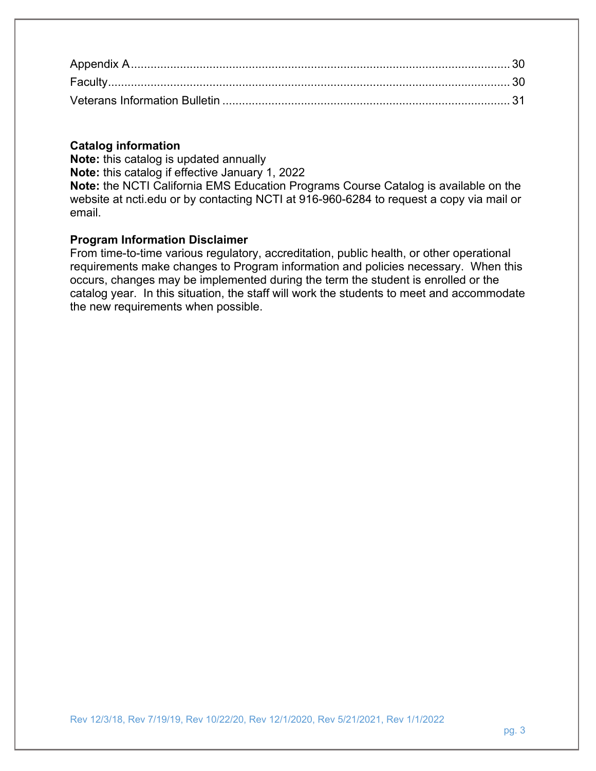Appendix A .................................................................................................................. 30
Faculty ........................................................................................................................ 30
Veterans Information Bulletin ...................................................................................... 31

**Catalog information**
**Note:** this catalog is updated annually
**Note:** this catalog if effective January 1, 2022
**Note:** the NCTI California EMS Education Programs Course Catalog is available on the website at ncti.edu or by contacting NCTI at 916-960-6284 to request a copy via mail or email.

**Program Information Disclaimer**
From time-to-time various regulatory, accreditation, public health, or other operational requirements make changes to Program information and policies necessary. When this occurs, changes may be implemented during the term the student is enrolled or the catalog year. In this situation, the staff will work the students to meet and accommodate the new requirements when possible.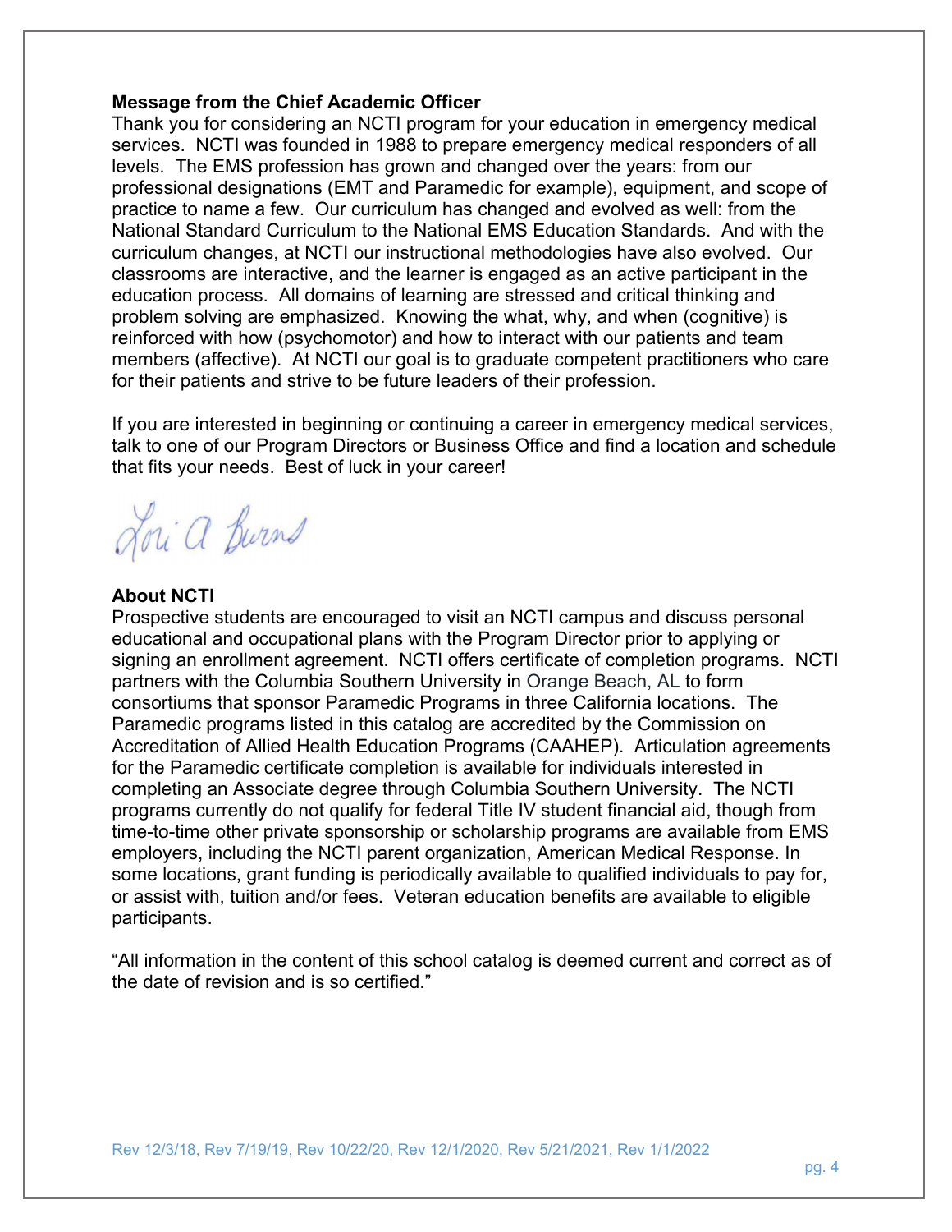## Message from the Chief Academic Officer

Thank you for considering an NCTI program for your education in emergency medical services. NCTI was founded in 1988 to prepare emergency medical responders of all levels. The EMS profession has grown and changed over the years: from our professional designations (EMT and Paramedic for example), equipment, and scope of practice to name a few. Our curriculum has changed and evolved as well: from the National Standard Curriculum to the National EMS Education Standards. And with the curriculum changes, at NCTI our instructional methodologies have also evolved. Our classrooms are interactive, and the learner is engaged as an active participant in the education process. All domains of learning are stressed and critical thinking and problem solving are emphasized. Knowing the what, why, and when (cognitive) is reinforced with how (psychomotor) and how to interact with our patients and team members (affective). At NCTI our goal is to graduate competent practitioners who care for their patients and strive to be future leaders of their profession.

If you are interested in beginning or continuing a career in emergency medical services, talk to one of our Program Directors or Business Office and find a location and schedule that fits your needs. Best of luck in your career!

Lori A Burns

## About NCTI

Prospective students are encouraged to visit an NCTI campus and discuss personal educational and occupational plans with the Program Director prior to applying or signing an enrollment agreement. NCTI offers certificate of completion programs. NCTI partners with the Columbia Southern University in Orange Beach, AL to form consortiums that sponsor Paramedic Programs in three California locations. The Paramedic programs listed in this catalog are accredited by the Commission on Accreditation of Allied Health Education Programs (CAAHEP). Articulation agreements for the Paramedic certificate completion is available for individuals interested in completing an Associate degree through Columbia Southern University. The NCTI programs currently do not qualify for federal Title IV student financial aid, though from time-to-time other private sponsorship or scholarship programs are available from EMS employers, including the NCTI parent organization, American Medical Response. In some locations, grant funding is periodically available to qualified individuals to pay for, or assist with, tuition and/or fees. Veteran education benefits are available to eligible participants.

"All information in the content of this school catalog is deemed current and correct as of the date of revision and is so certified."

Rev 12/3/18, Rev 7/19/19, Rev 10/22/20, Rev 12/1/2020, Rev 5/21/2021, Rev 1/1/2022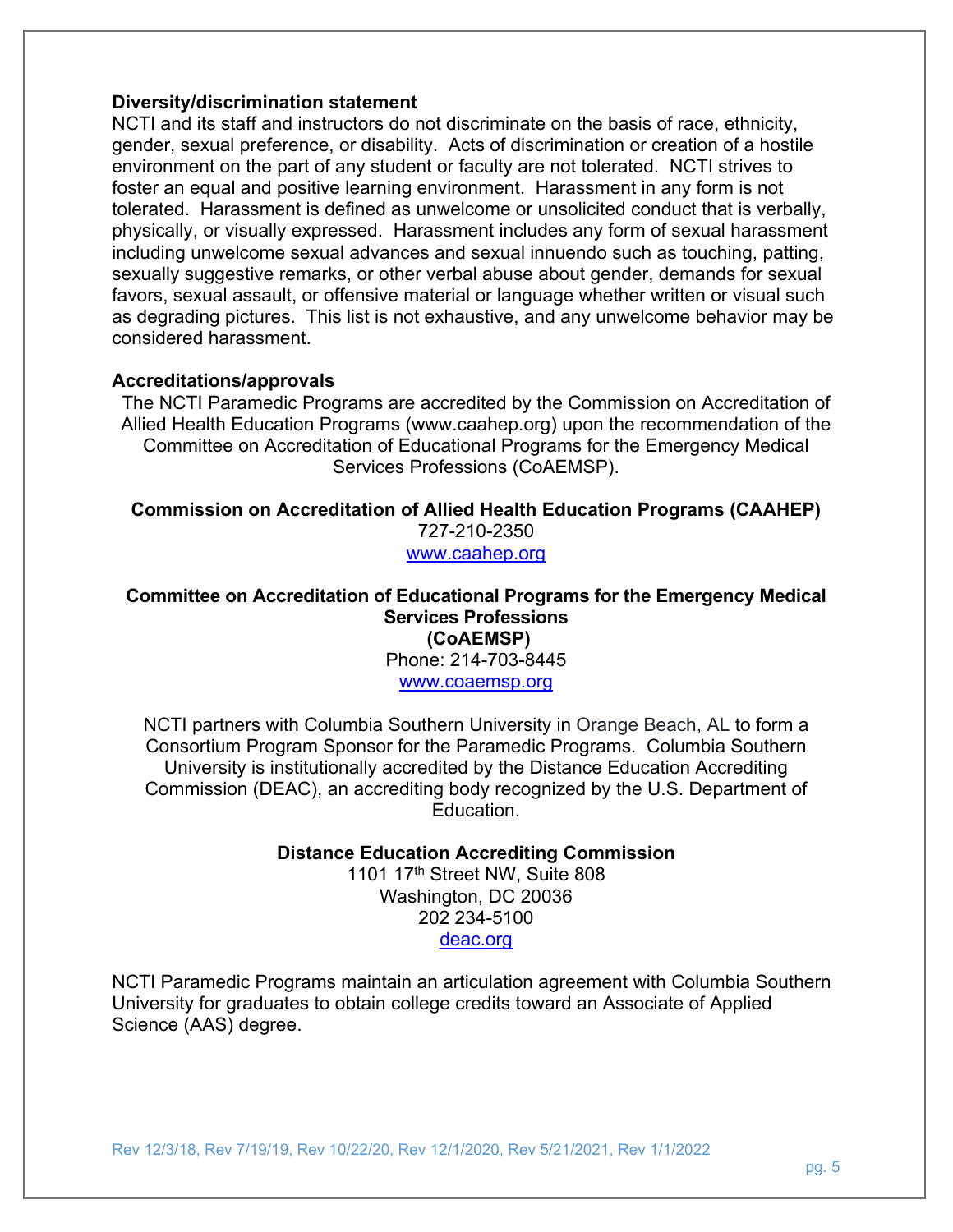**Diversity/discrimination statement**

NCTI and its staff and instructors do not discriminate on the basis of race, ethnicity, gender, sexual preference, or disability. Acts of discrimination or creation of a hostile environment on the part of any student or faculty are not tolerated. NCTI strives to foster an equal and positive learning environment. Harassment in any form is not tolerated. Harassment is defined as unwelcome or unsolicited conduct that is verbally, physically, or visually expressed. Harassment includes any form of sexual harassment including unwelcome sexual advances and sexual innuendo such as touching, patting, sexually suggestive remarks, or other verbal abuse about gender, demands for sexual favors, sexual assault, or offensive material or language whether written or visual such as degrading pictures. This list is not exhaustive, and any unwelcome behavior may be considered harassment.

**Accreditations/approvals**

The NCTI Paramedic Programs are accredited by the Commission on Accreditation of Allied Health Education Programs (www.caahep.org) upon the recommendation of the Committee on Accreditation of Educational Programs for the Emergency Medical Services Professions (CoAEMSP).

**Commission on Accreditation of Allied Health Education Programs (CAAHEP)**
727-210-2350
www.caahep.org

**Committee on Accreditation of Educational Programs for the Emergency Medical Services Professions (CoAEMSP)**
Phone: 214-703-8445
www.coaemsp.org

NCTI partners with Columbia Southern University in Orange Beach, AL to form a Consortium Program Sponsor for the Paramedic Programs. Columbia Southern University is institutionally accredited by the Distance Education Accrediting Commission (DEAC), an accrediting body recognized by the U.S. Department of Education.

**Distance Education Accrediting Commission**
1101 17th Street NW, Suite 808
Washington, DC 20036
202 234-5100
deac.org

NCTI Paramedic Programs maintain an articulation agreement with Columbia Southern University for graduates to obtain college credits toward an Associate of Applied Science (AAS) degree.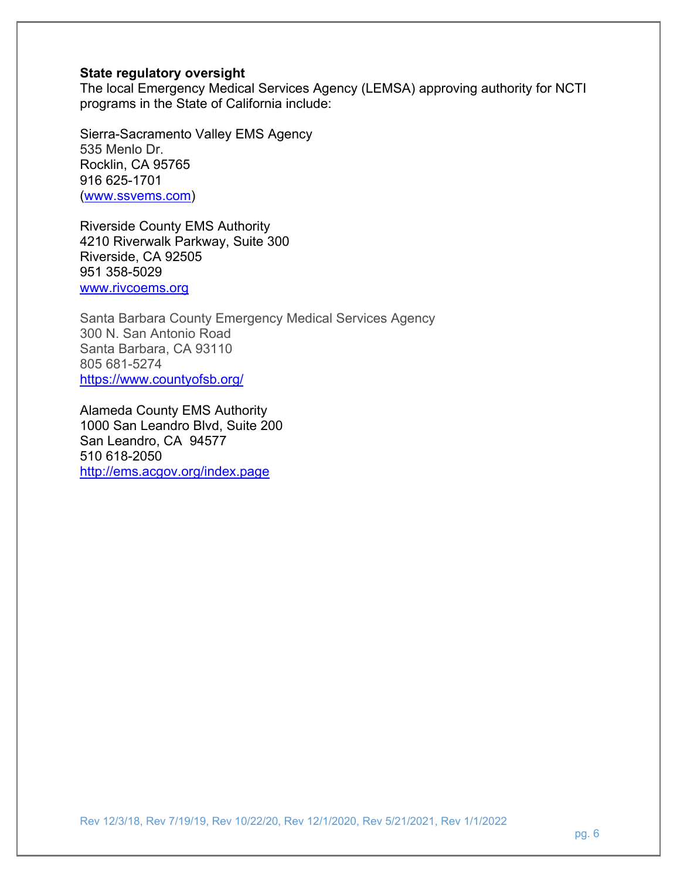**State regulatory oversight**

The local Emergency Medical Services Agency (LEMSA) approving authority for NCTI programs in the State of California include:

Sierra-Sacramento Valley EMS Agency
535 Menlo Dr.
Rocklin, CA 95765
916 625-1701
([www.ssvems.com](http://www.ssvems.com))

Riverside County EMS Authority
4210 Riverwalk Parkway, Suite 300
Riverside, CA 92505
951 358-5029
[www.rivcoems.org](http://www.rivcoems.org)

Santa Barbara County Emergency Medical Services Agency
300 N. San Antonio Road
Santa Barbara, CA 93110
805 681-5274
[https://www.countyofsb.org/](https://www.countyofsb.org/)

Alameda County EMS Authority
1000 San Leandro Blvd, Suite 200
San Leandro, CA 94577
510 618-2050
[http://ems.acgov.org/index.page](http://ems.acgov.org/index.page)

Rev 12/3/18, Rev 7/19/19, Rev 10/22/20, Rev 12/1/2020, Rev 5/21/2021, Rev 1/1/2022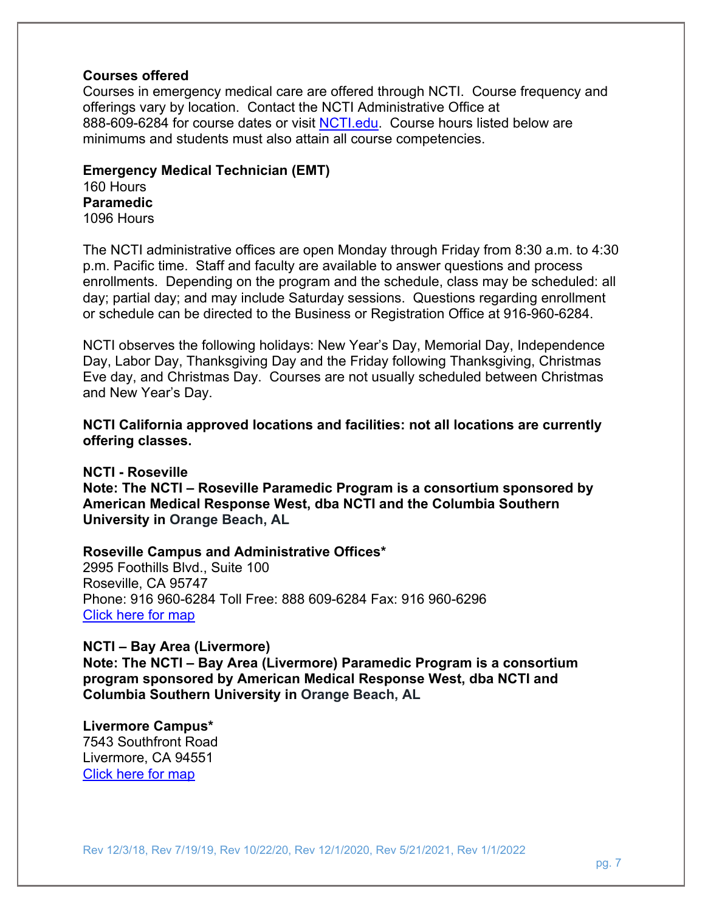**Courses offered**

Courses in emergency medical care are offered through NCTI. Course frequency and offerings vary by location. Contact the NCTI Administrative Office at 888-609-6284 for course dates or visit [NCTI.edu](NCTI.edu). Course hours listed below are minimums and students must also attain all course competencies.

**Emergency Medical Technician (EMT)**
160 Hours
**Paramedic**
1096 Hours

The NCTI administrative offices are open Monday through Friday from 8:30 a.m. to 4:30 p.m. Pacific time. Staff and faculty are available to answer questions and process enrollments. Depending on the program and the schedule, class may be scheduled: all day; partial day; and may include Saturday sessions. Questions regarding enrollment or schedule can be directed to the Business or Registration Office at 916-960-6284.

NCTI observes the following holidays: New Year's Day, Memorial Day, Independence Day, Labor Day, Thanksgiving Day and the Friday following Thanksgiving, Christmas Eve day, and Christmas Day. Courses are not usually scheduled between Christmas and New Year's Day.

**NCTI California approved locations and facilities: not all locations are currently offering classes.**

**NCTI - Roseville**
**Note: The NCTI – Roseville Paramedic Program is a consortium sponsored by American Medical Response West, dba NCTI and the Columbia Southern University in Orange Beach, AL**

**Roseville Campus and Administrative Offices***
2995 Foothills Blvd., Suite 100
Roseville, CA 95747
Phone: 916 960-6284 Toll Free: 888 609-6284 Fax: 916 960-6296
Click here for map

**NCTI – Bay Area (Livermore)**
**Note: The NCTI – Bay Area (Livermore) Paramedic Program is a consortium program sponsored by American Medical Response West, dba NCTI and Columbia Southern University in Orange Beach, AL**

**Livermore Campus***
7543 Southfront Road
Livermore, CA 94551
Click here for map

Rev 12/3/18, Rev 7/19/19, Rev 10/22/20, Rev 12/1/2020, Rev 5/21/2021, Rev 1/1/2022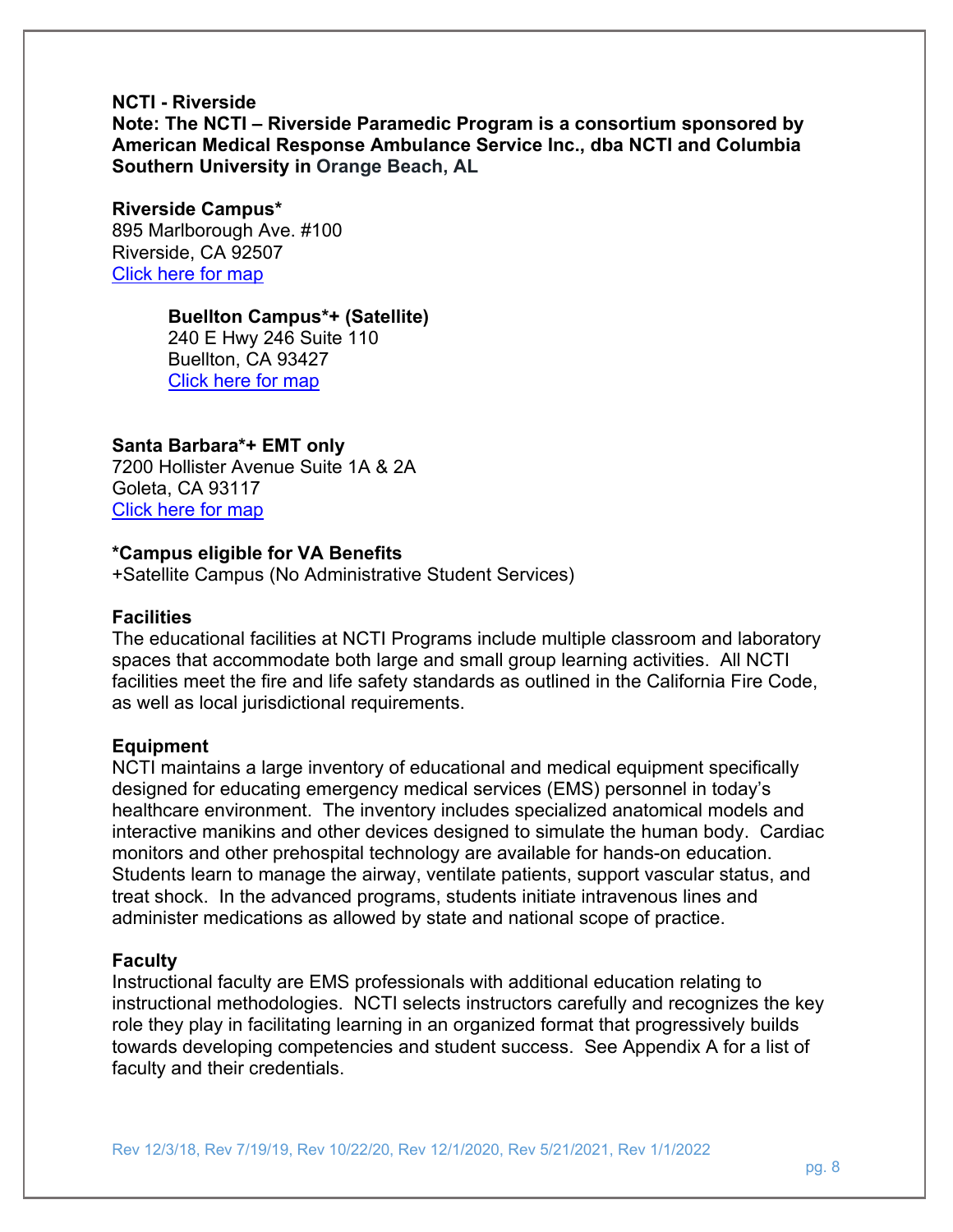**NCTI - Riverside**

**Note: The NCTI – Riverside Paramedic Program is a consortium sponsored by American Medical Response Ambulance Service Inc., dba NCTI and Columbia Southern University in Orange Beach, AL**

**Riverside Campus***
895 Marlborough Ave. #100
Riverside, CA 92507
Click here for map

**Buellton Campus*+ (Satellite)**
240 E Hwy 246 Suite 110
Buellton, CA 93427
Click here for map

**Santa Barbara*+ EMT only**
7200 Hollister Avenue Suite 1A & 2A
Goleta, CA 93117
Click here for map

**\*Campus eligible for VA Benefits**
+Satellite Campus (No Administrative Student Services)

**Facilities**
The educational facilities at NCTI Programs include multiple classroom and laboratory spaces that accommodate both large and small group learning activities. All NCTI facilities meet the fire and life safety standards as outlined in the California Fire Code, as well as local jurisdictional requirements.

**Equipment**
NCTI maintains a large inventory of educational and medical equipment specifically designed for educating emergency medical services (EMS) personnel in today's healthcare environment. The inventory includes specialized anatomical models and interactive manikins and other devices designed to simulate the human body. Cardiac monitors and other prehospital technology are available for hands-on education. Students learn to manage the airway, ventilate patients, support vascular status, and treat shock. In the advanced programs, students initiate intravenous lines and administer medications as allowed by state and national scope of practice.

**Faculty**
Instructional faculty are EMS professionals with additional education relating to instructional methodologies. NCTI selects instructors carefully and recognizes the key role they play in facilitating learning in an organized format that progressively builds towards developing competencies and student success. See Appendix A for a list of faculty and their credentials.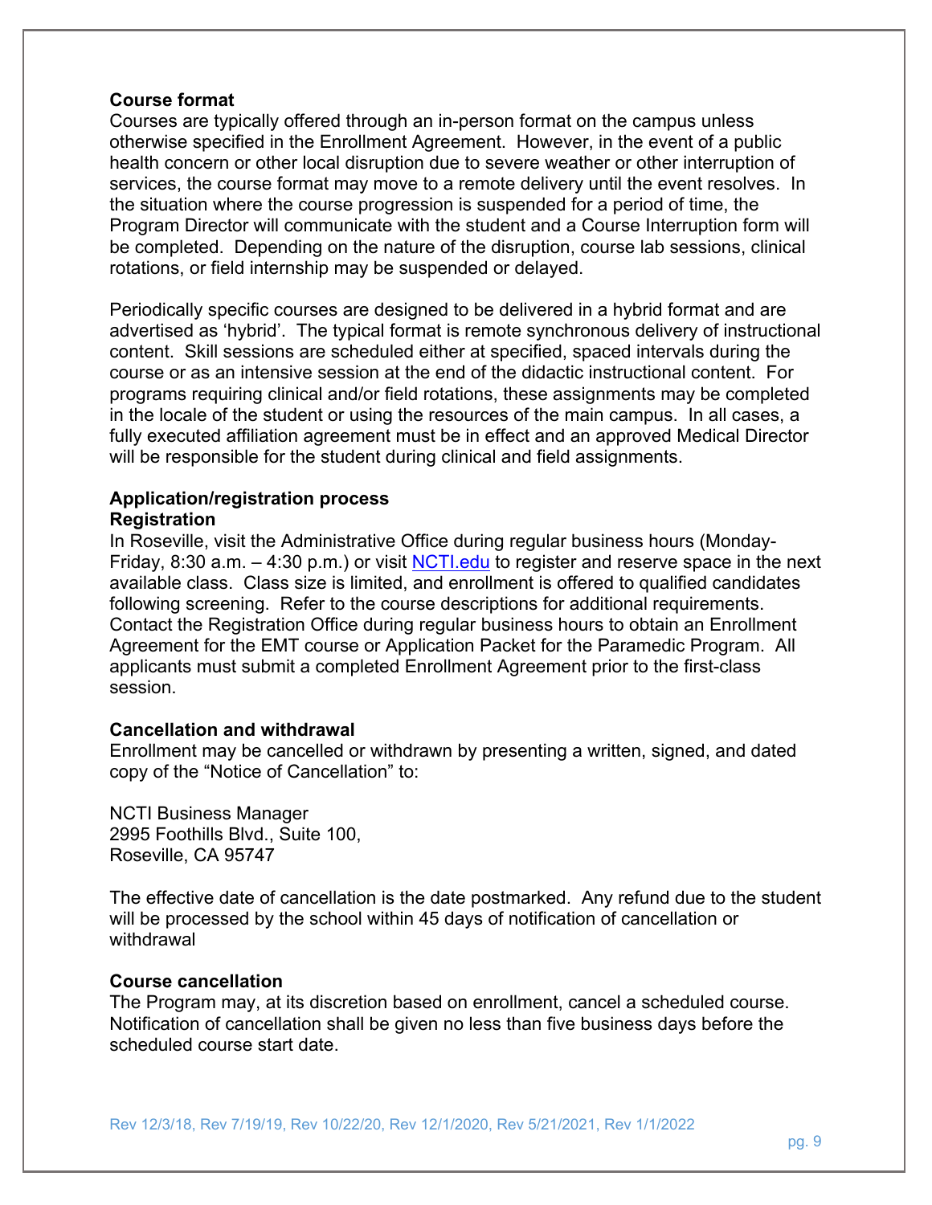**Course format**

Courses are typically offered through an in-person format on the campus unless otherwise specified in the Enrollment Agreement. However, in the event of a public health concern or other local disruption due to severe weather or other interruption of services, the course format may move to a remote delivery until the event resolves. In the situation where the course progression is suspended for a period of time, the Program Director will communicate with the student and a Course Interruption form will be completed. Depending on the nature of the disruption, course lab sessions, clinical rotations, or field internship may be suspended or delayed.

Periodically specific courses are designed to be delivered in a hybrid format and are advertised as 'hybrid'. The typical format is remote synchronous delivery of instructional content. Skill sessions are scheduled either at specified, spaced intervals during the course or as an intensive session at the end of the didactic instructional content. For programs requiring clinical and/or field rotations, these assignments may be completed in the locale of the student or using the resources of the main campus. In all cases, a fully executed affiliation agreement must be in effect and an approved Medical Director will be responsible for the student during clinical and field assignments.

**Application/registration process**

**Registration**

In Roseville, visit the Administrative Office during regular business hours (Monday-Friday, 8:30 a.m. – 4:30 p.m.) or visit [NCTI.edu](NCTI.edu) to register and reserve space in the next available class. Class size is limited, and enrollment is offered to qualified candidates following screening. Refer to the course descriptions for additional requirements. Contact the Registration Office during regular business hours to obtain an Enrollment Agreement for the EMT course or Application Packet for the Paramedic Program. All applicants must submit a completed Enrollment Agreement prior to the first-class session.

**Cancellation and withdrawal**

Enrollment may be cancelled or withdrawn by presenting a written, signed, and dated copy of the "Notice of Cancellation" to:

NCTI Business Manager
2995 Foothills Blvd., Suite 100,
Roseville, CA 95747

The effective date of cancellation is the date postmarked. Any refund due to the student will be processed by the school within 45 days of notification of cancellation or withdrawal

**Course cancellation**

The Program may, at its discretion based on enrollment, cancel a scheduled course. Notification of cancellation shall be given no less than five business days before the scheduled course start date.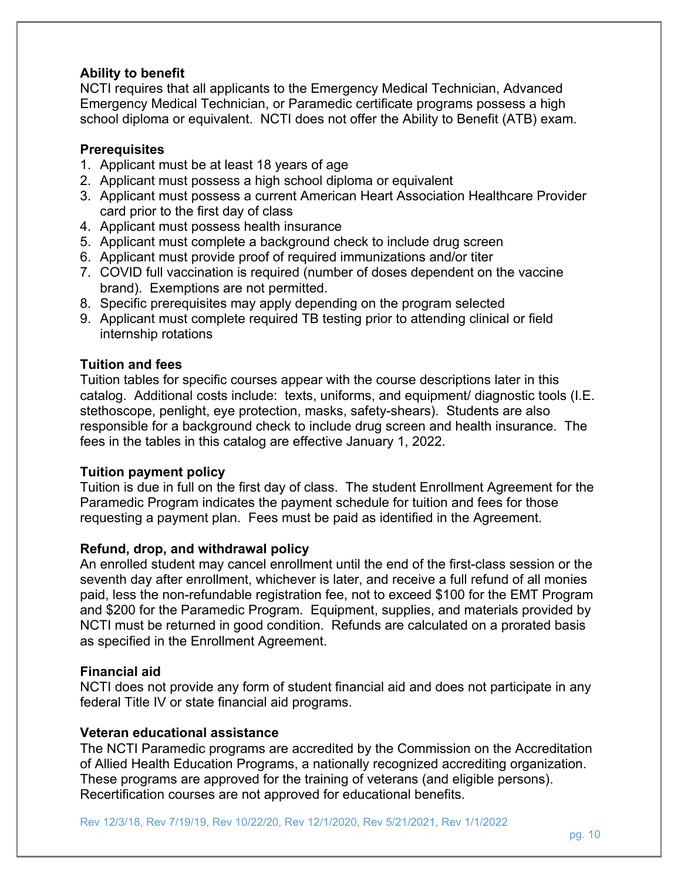### Ability to benefit

NCTI requires that all applicants to the Emergency Medical Technician, Advanced Emergency Medical Technician, or Paramedic certificate programs possess a high school diploma or equivalent. NCTI does not offer the Ability to Benefit (ATB) exam.

### Prerequisites

1. Applicant must be at least 18 years of age
2. Applicant must possess a high school diploma or equivalent
3. Applicant must possess a current American Heart Association Healthcare Provider card prior to the first day of class
4. Applicant must possess health insurance
5. Applicant must complete a background check to include drug screen
6. Applicant must provide proof of required immunizations and/or titer
7. COVID full vaccination is required (number of doses dependent on the vaccine brand). Exemptions are not permitted.
8. Specific prerequisites may apply depending on the program selected
9. Applicant must complete required TB testing prior to attending clinical or field internship rotations

### Tuition and fees

Tuition tables for specific courses appear with the course descriptions later in this catalog. Additional costs include: texts, uniforms, and equipment/ diagnostic tools (I.E. stethoscope, penlight, eye protection, masks, safety-shears). Students are also responsible for a background check to include drug screen and health insurance. The fees in the tables in this catalog are effective January 1, 2022.

### Tuition payment policy

Tuition is due in full on the first day of class. The student Enrollment Agreement for the Paramedic Program indicates the payment schedule for tuition and fees for those requesting a payment plan. Fees must be paid as identified in the Agreement.

### Refund, drop, and withdrawal policy

An enrolled student may cancel enrollment until the end of the first-class session or the seventh day after enrollment, whichever is later, and receive a full refund of all monies paid, less the non-refundable registration fee, not to exceed $100 for the EMT Program and $200 for the Paramedic Program. Equipment, supplies, and materials provided by NCTI must be returned in good condition. Refunds are calculated on a prorated basis as specified in the Enrollment Agreement.

### Financial aid

NCTI does not provide any form of student financial aid and does not participate in any federal Title IV or state financial aid programs.

### Veteran educational assistance

The NCTI Paramedic programs are accredited by the Commission on the Accreditation of Allied Health Education Programs, a nationally recognized accrediting organization. These programs are approved for the training of veterans (and eligible persons). Recertification courses are not approved for educational benefits.

Rev 12/3/18, Rev 7/19/19, Rev 10/22/20, Rev 12/1/2020, Rev 5/21/2021, Rev 1/1/2022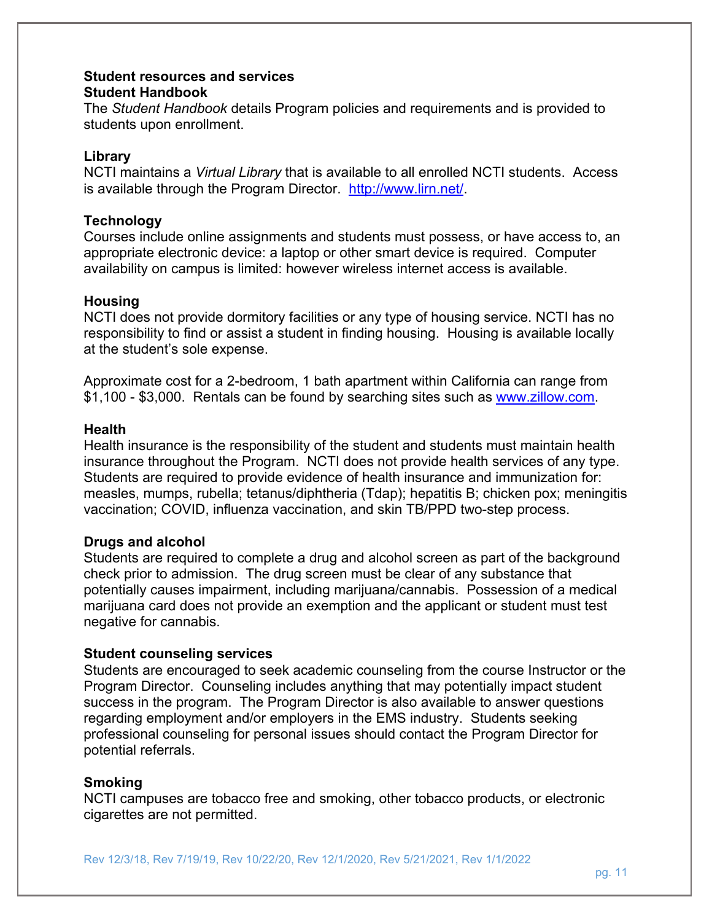## Student resources and services

### Student Handbook

The *Student Handbook* details Program policies and requirements and is provided to students upon enrollment.

### Library

NCTI maintains a *Virtual Library* that is available to all enrolled NCTI students. Access is available through the Program Director. http://www.lirn.net/.

### Technology

Courses include online assignments and students must possess, or have access to, an appropriate electronic device: a laptop or other smart device is required. Computer availability on campus is limited: however wireless internet access is available.

### Housing

NCTI does not provide dormitory facilities or any type of housing service. NCTI has no responsibility to find or assist a student in finding housing. Housing is available locally at the student's sole expense.

Approximate cost for a 2-bedroom, 1 bath apartment within California can range from $1,100 - $3,000. Rentals can be found by searching sites such as www.zillow.com.

### Health

Health insurance is the responsibility of the student and students must maintain health insurance throughout the Program. NCTI does not provide health services of any type. Students are required to provide evidence of health insurance and immunization for: measles, mumps, rubella; tetanus/diphtheria (Tdap); hepatitis B; chicken pox; meningitis vaccination; COVID, influenza vaccination, and skin TB/PPD two-step process.

### Drugs and alcohol

Students are required to complete a drug and alcohol screen as part of the background check prior to admission. The drug screen must be clear of any substance that potentially causes impairment, including marijuana/cannabis. Possession of a medical marijuana card does not provide an exemption and the applicant or student must test negative for cannabis.

### Student counseling services

Students are encouraged to seek academic counseling from the course Instructor or the Program Director. Counseling includes anything that may potentially impact student success in the program. The Program Director is also available to answer questions regarding employment and/or employers in the EMS industry. Students seeking professional counseling for personal issues should contact the Program Director for potential referrals.

### Smoking

NCTI campuses are tobacco free and smoking, other tobacco products, or electronic cigarettes are not permitted.

Rev 12/3/18, Rev 7/19/19, Rev 10/22/20, Rev 12/1/2020, Rev 5/21/2021, Rev 1/1/2022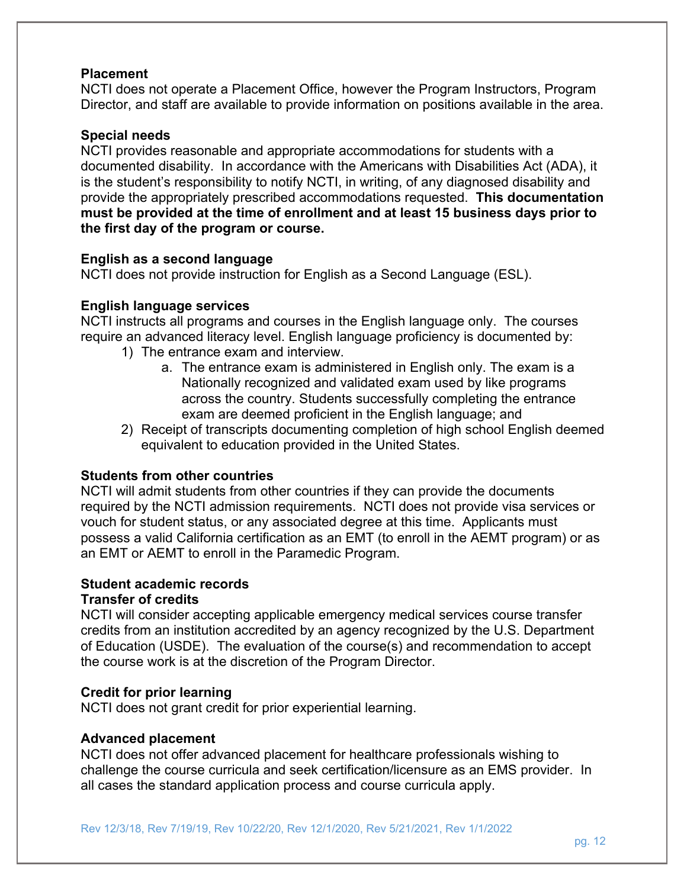**Placement**
NCTI does not operate a Placement Office, however the Program Instructors, Program Director, and staff are available to provide information on positions available in the area.

**Special needs**
NCTI provides reasonable and appropriate accommodations for students with a documented disability. In accordance with the Americans with Disabilities Act (ADA), it is the student's responsibility to notify NCTI, in writing, of any diagnosed disability and provide the appropriately prescribed accommodations requested. **This documentation must be provided at the time of enrollment and at least 15 business days prior to the first day of the program or course.**

**English as a second language**
NCTI does not provide instruction for English as a Second Language (ESL).

**English language services**
NCTI instructs all programs and courses in the English language only. The courses require an advanced literacy level. English language proficiency is documented by:

1) The entrance exam and interview.
   a. The entrance exam is administered in English only. The exam is a Nationally recognized and validated exam used by like programs across the country. Students successfully completing the entrance exam are deemed proficient in the English language; and
2) Receipt of transcripts documenting completion of high school English deemed equivalent to education provided in the United States.

**Students from other countries**
NCTI will admit students from other countries if they can provide the documents required by the NCTI admission requirements. NCTI does not provide visa services or vouch for student status, or any associated degree at this time. Applicants must possess a valid California certification as an EMT (to enroll in the AEMT program) or as an EMT or AEMT to enroll in the Paramedic Program.

**Student academic records**
**Transfer of credits**
NCTI will consider accepting applicable emergency medical services course transfer credits from an institution accredited by an agency recognized by the U.S. Department of Education (USDE). The evaluation of the course(s) and recommendation to accept the course work is at the discretion of the Program Director.

**Credit for prior learning**
NCTI does not grant credit for prior experiential learning.

**Advanced placement**
NCTI does not offer advanced placement for healthcare professionals wishing to challenge the course curricula and seek certification/licensure as an EMS provider. In all cases the standard application process and course curricula apply.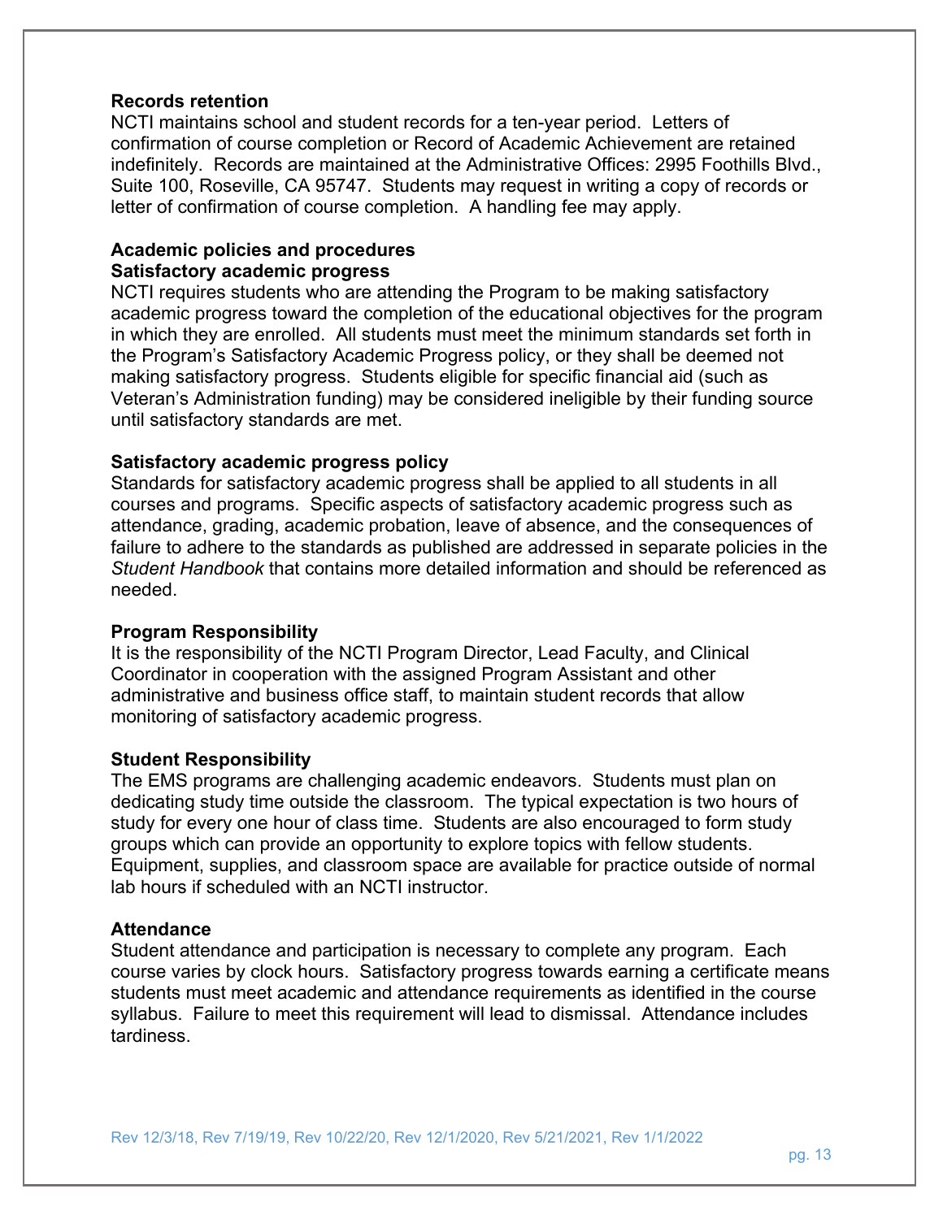**Records retention**

NCTI maintains school and student records for a ten-year period. Letters of confirmation of course completion or Record of Academic Achievement are retained indefinitely. Records are maintained at the Administrative Offices: 2995 Foothills Blvd., Suite 100, Roseville, CA 95747. Students may request in writing a copy of records or letter of confirmation of course completion. A handling fee may apply.

**Academic policies and procedures**

**Satisfactory academic progress**

NCTI requires students who are attending the Program to be making satisfactory academic progress toward the completion of the educational objectives for the program in which they are enrolled. All students must meet the minimum standards set forth in the Program's Satisfactory Academic Progress policy, or they shall be deemed not making satisfactory progress. Students eligible for specific financial aid (such as Veteran's Administration funding) may be considered ineligible by their funding source until satisfactory standards are met.

**Satisfactory academic progress policy**

Standards for satisfactory academic progress shall be applied to all students in all courses and programs. Specific aspects of satisfactory academic progress such as attendance, grading, academic probation, leave of absence, and the consequences of failure to adhere to the standards as published are addressed in separate policies in the *Student Handbook* that contains more detailed information and should be referenced as needed.

**Program Responsibility**

It is the responsibility of the NCTI Program Director, Lead Faculty, and Clinical Coordinator in cooperation with the assigned Program Assistant and other administrative and business office staff, to maintain student records that allow monitoring of satisfactory academic progress.

**Student Responsibility**

The EMS programs are challenging academic endeavors. Students must plan on dedicating study time outside the classroom. The typical expectation is two hours of study for every one hour of class time. Students are also encouraged to form study groups which can provide an opportunity to explore topics with fellow students. Equipment, supplies, and classroom space are available for practice outside of normal lab hours if scheduled with an NCTI instructor.

**Attendance**

Student attendance and participation is necessary to complete any program. Each course varies by clock hours. Satisfactory progress towards earning a certificate means students must meet academic and attendance requirements as identified in the course syllabus. Failure to meet this requirement will lead to dismissal. Attendance includes tardiness.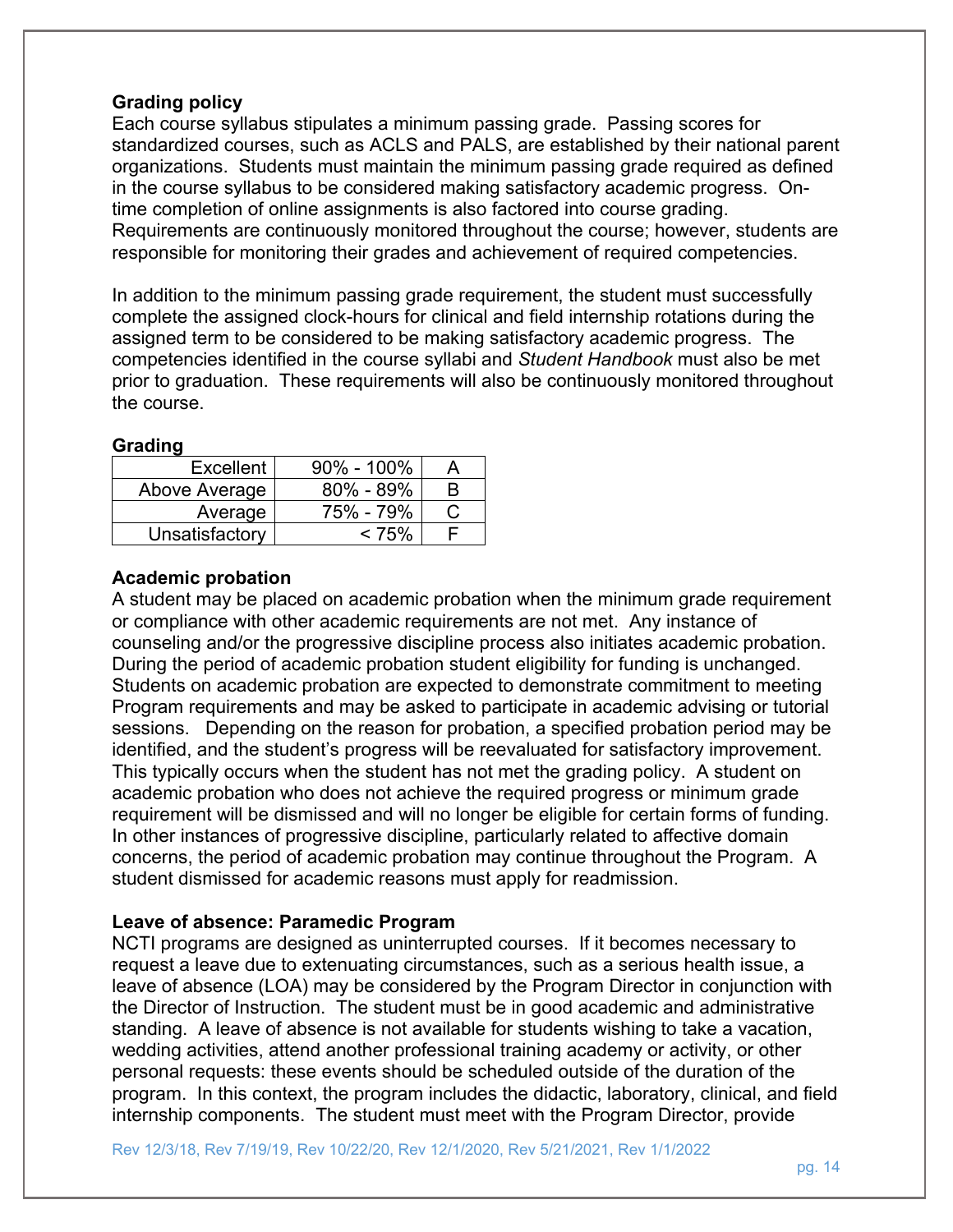### Grading policy

Each course syllabus stipulates a minimum passing grade. Passing scores for standardized courses, such as ACLS and PALS, are established by their national parent organizations. Students must maintain the minimum passing grade required as defined in the course syllabus to be considered making satisfactory academic progress. On-time completion of online assignments is also factored into course grading. Requirements are continuously monitored throughout the course; however, students are responsible for monitoring their grades and achievement of required competencies.

In addition to the minimum passing grade requirement, the student must successfully complete the assigned clock-hours for clinical and field internship rotations during the assigned term to be considered to be making satisfactory academic progress. The competencies identified in the course syllabi and *Student Handbook* must also be met prior to graduation. These requirements will also be continuously monitored throughout the course.

### Grading

| | | |
|---:|---:|:---:|
| Excellent | 90% - 100% | A |
| Above Average | 80% - 89% | B |
| Average | 75% - 79% | C |
| Unsatisfactory | < 75% | F |

### Academic probation

A student may be placed on academic probation when the minimum grade requirement or compliance with other academic requirements are not met. Any instance of counseling and/or the progressive discipline process also initiates academic probation. During the period of academic probation student eligibility for funding is unchanged. Students on academic probation are expected to demonstrate commitment to meeting Program requirements and may be asked to participate in academic advising or tutorial sessions. Depending on the reason for probation, a specified probation period may be identified, and the student's progress will be reevaluated for satisfactory improvement. This typically occurs when the student has not met the grading policy. A student on academic probation who does not achieve the required progress or minimum grade requirement will be dismissed and will no longer be eligible for certain forms of funding. In other instances of progressive discipline, particularly related to affective domain concerns, the period of academic probation may continue throughout the Program. A student dismissed for academic reasons must apply for readmission.

### Leave of absence: Paramedic Program

NCTI programs are designed as uninterrupted courses. If it becomes necessary to request a leave due to extenuating circumstances, such as a serious health issue, a leave of absence (LOA) may be considered by the Program Director in conjunction with the Director of Instruction. The student must be in good academic and administrative standing. A leave of absence is not available for students wishing to take a vacation, wedding activities, attend another professional training academy or activity, or other personal requests: these events should be scheduled outside of the duration of the program. In this context, the program includes the didactic, laboratory, clinical, and field internship components. The student must meet with the Program Director, provide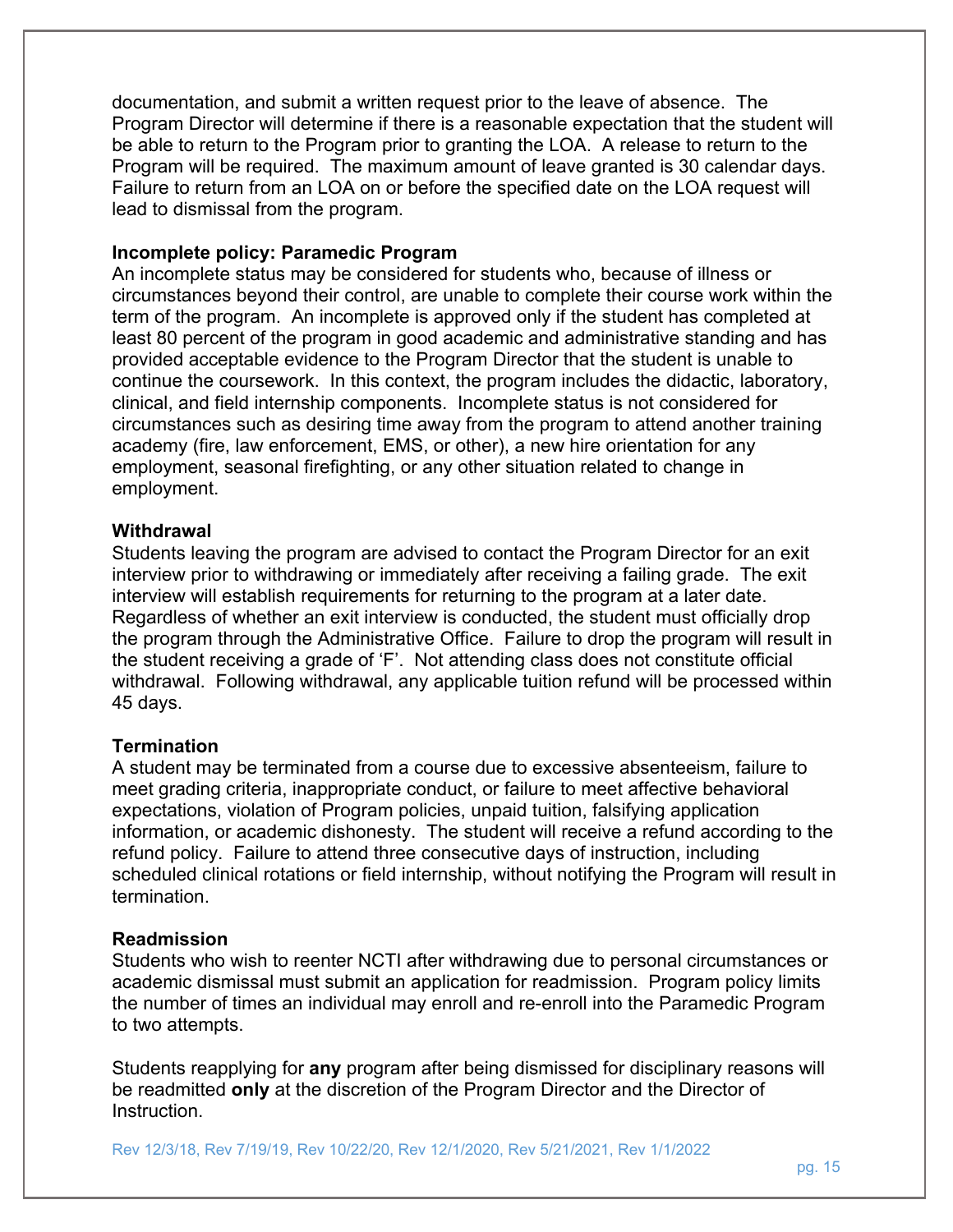documentation, and submit a written request prior to the leave of absence. The Program Director will determine if there is a reasonable expectation that the student will be able to return to the Program prior to granting the LOA. A release to return to the Program will be required. The maximum amount of leave granted is 30 calendar days. Failure to return from an LOA on or before the specified date on the LOA request will lead to dismissal from the program.

**Incomplete policy: Paramedic Program**

An incomplete status may be considered for students who, because of illness or circumstances beyond their control, are unable to complete their course work within the term of the program. An incomplete is approved only if the student has completed at least 80 percent of the program in good academic and administrative standing and has provided acceptable evidence to the Program Director that the student is unable to continue the coursework. In this context, the program includes the didactic, laboratory, clinical, and field internship components. Incomplete status is not considered for circumstances such as desiring time away from the program to attend another training academy (fire, law enforcement, EMS, or other), a new hire orientation for any employment, seasonal firefighting, or any other situation related to change in employment.

**Withdrawal**

Students leaving the program are advised to contact the Program Director for an exit interview prior to withdrawing or immediately after receiving a failing grade. The exit interview will establish requirements for returning to the program at a later date. Regardless of whether an exit interview is conducted, the student must officially drop the program through the Administrative Office. Failure to drop the program will result in the student receiving a grade of 'F'. Not attending class does not constitute official withdrawal. Following withdrawal, any applicable tuition refund will be processed within 45 days.

**Termination**

A student may be terminated from a course due to excessive absenteeism, failure to meet grading criteria, inappropriate conduct, or failure to meet affective behavioral expectations, violation of Program policies, unpaid tuition, falsifying application information, or academic dishonesty. The student will receive a refund according to the refund policy. Failure to attend three consecutive days of instruction, including scheduled clinical rotations or field internship, without notifying the Program will result in termination.

**Readmission**

Students who wish to reenter NCTI after withdrawing due to personal circumstances or academic dismissal must submit an application for readmission. Program policy limits the number of times an individual may enroll and re-enroll into the Paramedic Program to two attempts.

Students reapplying for **any** program after being dismissed for disciplinary reasons will be readmitted **only** at the discretion of the Program Director and the Director of Instruction.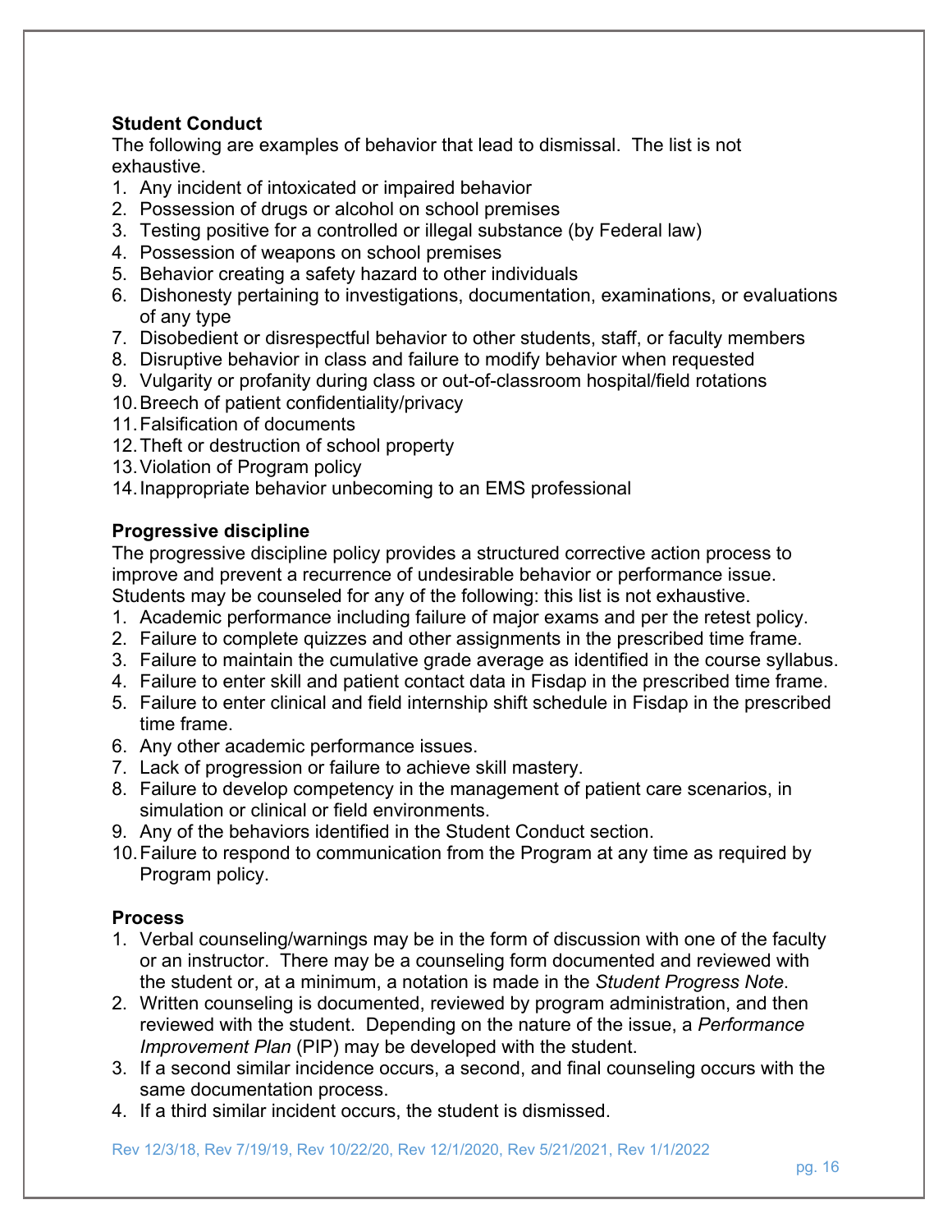**Student Conduct**

The following are examples of behavior that lead to dismissal. The list is not exhaustive.

1. Any incident of intoxicated or impaired behavior
2. Possession of drugs or alcohol on school premises
3. Testing positive for a controlled or illegal substance (by Federal law)
4. Possession of weapons on school premises
5. Behavior creating a safety hazard to other individuals
6. Dishonesty pertaining to investigations, documentation, examinations, or evaluations of any type
7. Disobedient or disrespectful behavior to other students, staff, or faculty members
8. Disruptive behavior in class and failure to modify behavior when requested
9. Vulgarity or profanity during class or out-of-classroom hospital/field rotations
10. Breech of patient confidentiality/privacy
11. Falsification of documents
12. Theft or destruction of school property
13. Violation of Program policy
14. Inappropriate behavior unbecoming to an EMS professional

**Progressive discipline**

The progressive discipline policy provides a structured corrective action process to improve and prevent a recurrence of undesirable behavior or performance issue. Students may be counseled for any of the following: this list is not exhaustive.

1. Academic performance including failure of major exams and per the retest policy.
2. Failure to complete quizzes and other assignments in the prescribed time frame.
3. Failure to maintain the cumulative grade average as identified in the course syllabus.
4. Failure to enter skill and patient contact data in Fisdap in the prescribed time frame.
5. Failure to enter clinical and field internship shift schedule in Fisdap in the prescribed time frame.
6. Any other academic performance issues.
7. Lack of progression or failure to achieve skill mastery.
8. Failure to develop competency in the management of patient care scenarios, in simulation or clinical or field environments.
9. Any of the behaviors identified in the Student Conduct section.
10. Failure to respond to communication from the Program at any time as required by Program policy.

**Process**

1. Verbal counseling/warnings may be in the form of discussion with one of the faculty or an instructor. There may be a counseling form documented and reviewed with the student or, at a minimum, a notation is made in the *Student Progress Note*.
2. Written counseling is documented, reviewed by program administration, and then reviewed with the student. Depending on the nature of the issue, a *Performance Improvement Plan* (PIP) may be developed with the student.
3. If a second similar incidence occurs, a second, and final counseling occurs with the same documentation process.
4. If a third similar incident occurs, the student is dismissed.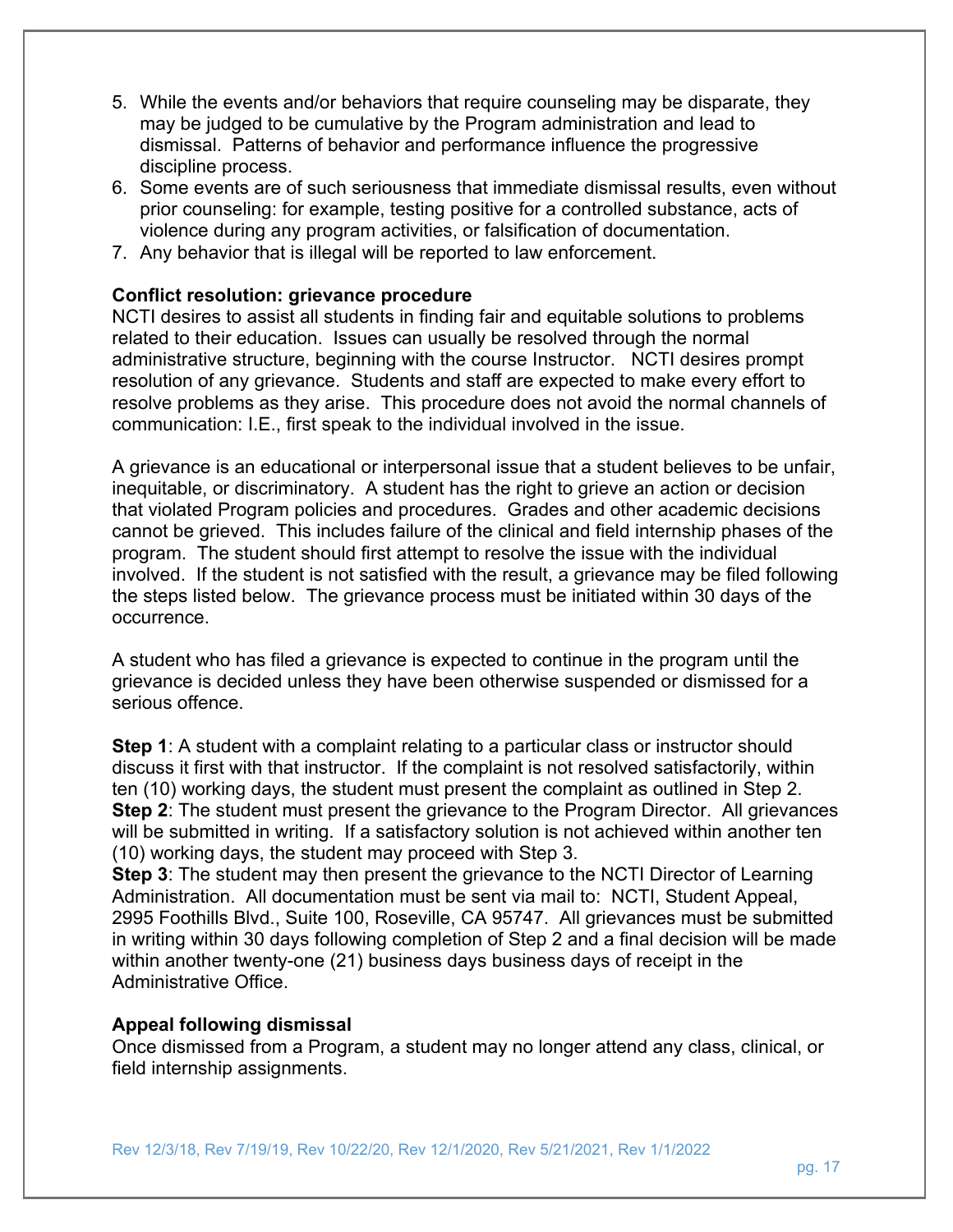5. While the events and/or behaviors that require counseling may be disparate, they may be judged to be cumulative by the Program administration and lead to dismissal. Patterns of behavior and performance influence the progressive discipline process.
6. Some events are of such seriousness that immediate dismissal results, even without prior counseling: for example, testing positive for a controlled substance, acts of violence during any program activities, or falsification of documentation.
7. Any behavior that is illegal will be reported to law enforcement.

**Conflict resolution: grievance procedure**

NCTI desires to assist all students in finding fair and equitable solutions to problems related to their education. Issues can usually be resolved through the normal administrative structure, beginning with the course Instructor. NCTI desires prompt resolution of any grievance. Students and staff are expected to make every effort to resolve problems as they arise. This procedure does not avoid the normal channels of communication: I.E., first speak to the individual involved in the issue.

A grievance is an educational or interpersonal issue that a student believes to be unfair, inequitable, or discriminatory. A student has the right to grieve an action or decision that violated Program policies and procedures. Grades and other academic decisions cannot be grieved. This includes failure of the clinical and field internship phases of the program. The student should first attempt to resolve the issue with the individual involved. If the student is not satisfied with the result, a grievance may be filed following the steps listed below. The grievance process must be initiated within 30 days of the occurrence.

A student who has filed a grievance is expected to continue in the program until the grievance is decided unless they have been otherwise suspended or dismissed for a serious offence.

**Step 1**: A student with a complaint relating to a particular class or instructor should discuss it first with that instructor. If the complaint is not resolved satisfactorily, within ten (10) working days, the student must present the complaint as outlined in Step 2.
**Step 2**: The student must present the grievance to the Program Director. All grievances will be submitted in writing. If a satisfactory solution is not achieved within another ten (10) working days, the student may proceed with Step 3.
**Step 3**: The student may then present the grievance to the NCTI Director of Learning Administration. All documentation must be sent via mail to: NCTI, Student Appeal, 2995 Foothills Blvd., Suite 100, Roseville, CA 95747. All grievances must be submitted in writing within 30 days following completion of Step 2 and a final decision will be made within another twenty-one (21) business days business days of receipt in the Administrative Office.

**Appeal following dismissal**

Once dismissed from a Program, a student may no longer attend any class, clinical, or field internship assignments.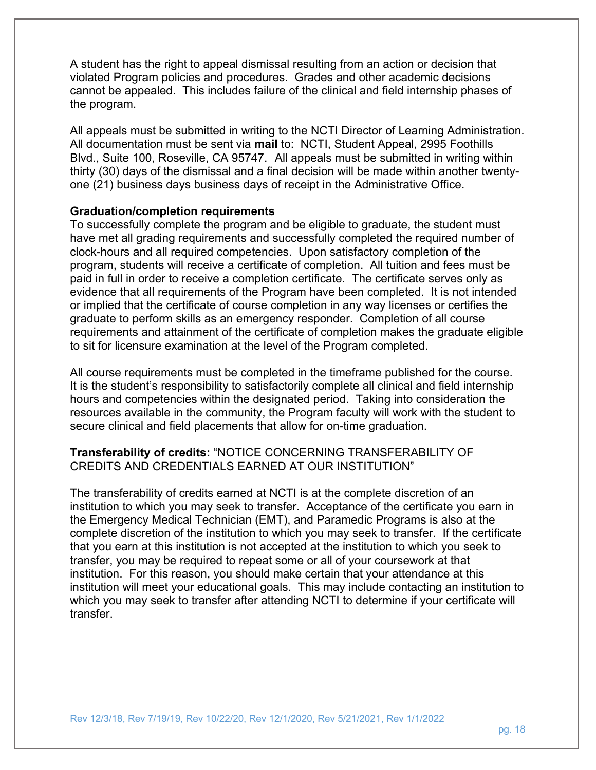A student has the right to appeal dismissal resulting from an action or decision that violated Program policies and procedures. Grades and other academic decisions cannot be appealed. This includes failure of the clinical and field internship phases of the program.

All appeals must be submitted in writing to the NCTI Director of Learning Administration. All documentation must be sent via **mail** to: NCTI, Student Appeal, 2995 Foothills Blvd., Suite 100, Roseville, CA 95747. All appeals must be submitted in writing within thirty (30) days of the dismissal and a final decision will be made within another twenty-one (21) business days business days of receipt in the Administrative Office.

**Graduation/completion requirements**

To successfully complete the program and be eligible to graduate, the student must have met all grading requirements and successfully completed the required number of clock-hours and all required competencies. Upon satisfactory completion of the program, students will receive a certificate of completion. All tuition and fees must be paid in full in order to receive a completion certificate. The certificate serves only as evidence that all requirements of the Program have been completed. It is not intended or implied that the certificate of course completion in any way licenses or certifies the graduate to perform skills as an emergency responder. Completion of all course requirements and attainment of the certificate of completion makes the graduate eligible to sit for licensure examination at the level of the Program completed.

All course requirements must be completed in the timeframe published for the course. It is the student's responsibility to satisfactorily complete all clinical and field internship hours and competencies within the designated period. Taking into consideration the resources available in the community, the Program faculty will work with the student to secure clinical and field placements that allow for on-time graduation.

**Transferability of credits:** "NOTICE CONCERNING TRANSFERABILITY OF CREDITS AND CREDENTIALS EARNED AT OUR INSTITUTION"

The transferability of credits earned at NCTI is at the complete discretion of an institution to which you may seek to transfer. Acceptance of the certificate you earn in the Emergency Medical Technician (EMT), and Paramedic Programs is also at the complete discretion of the institution to which you may seek to transfer. If the certificate that you earn at this institution is not accepted at the institution to which you seek to transfer, you may be required to repeat some or all of your coursework at that institution. For this reason, you should make certain that your attendance at this institution will meet your educational goals. This may include contacting an institution to which you may seek to transfer after attending NCTI to determine if your certificate will transfer.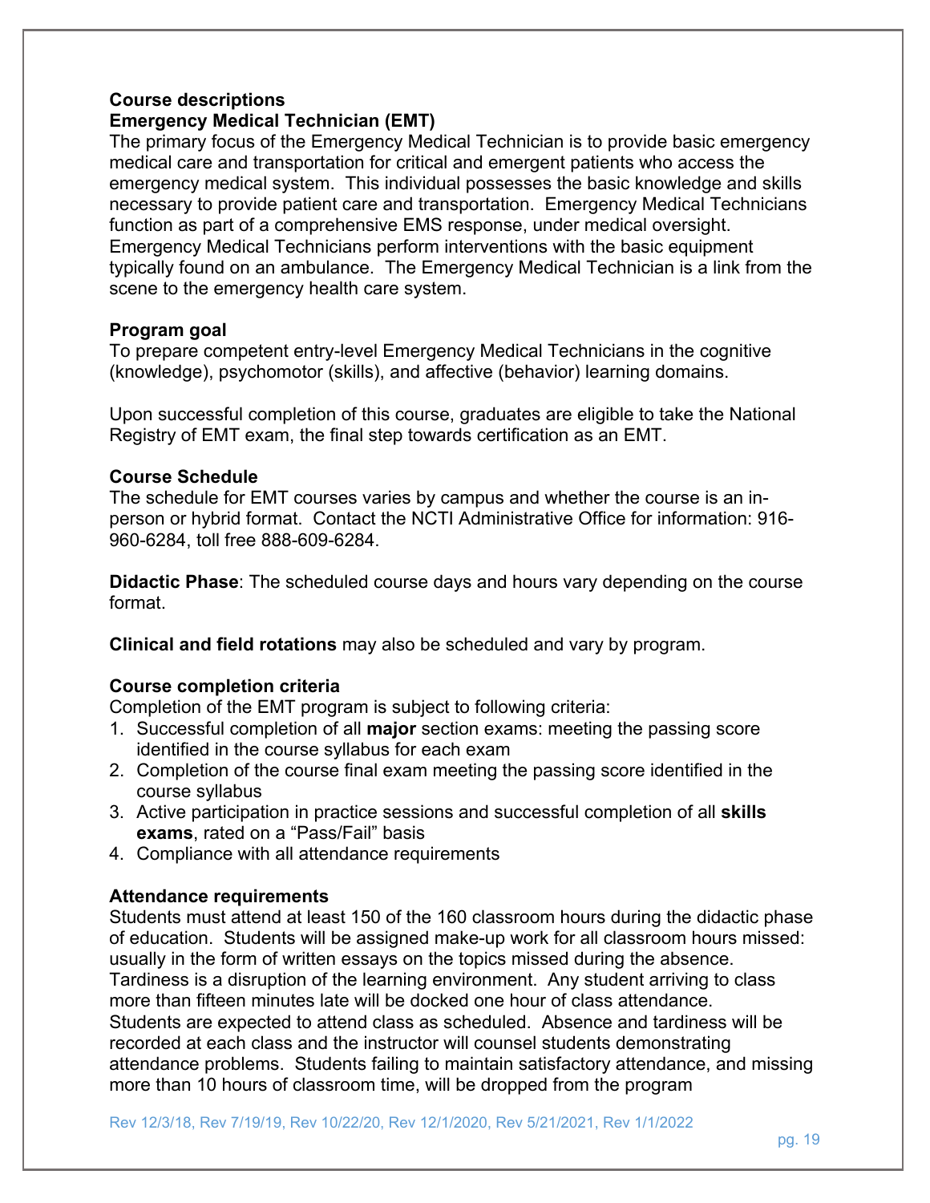## Course descriptions

### Emergency Medical Technician (EMT)

The primary focus of the Emergency Medical Technician is to provide basic emergency medical care and transportation for critical and emergent patients who access the emergency medical system. This individual possesses the basic knowledge and skills necessary to provide patient care and transportation. Emergency Medical Technicians function as part of a comprehensive EMS response, under medical oversight. Emergency Medical Technicians perform interventions with the basic equipment typically found on an ambulance. The Emergency Medical Technician is a link from the scene to the emergency health care system.

### Program goal

To prepare competent entry-level Emergency Medical Technicians in the cognitive (knowledge), psychomotor (skills), and affective (behavior) learning domains.

Upon successful completion of this course, graduates are eligible to take the National Registry of EMT exam, the final step towards certification as an EMT.

### Course Schedule

The schedule for EMT courses varies by campus and whether the course is an in-person or hybrid format. Contact the NCTI Administrative Office for information: 916-960-6284, toll free 888-609-6284.

**Didactic Phase**: The scheduled course days and hours vary depending on the course format.

**Clinical and field rotations** may also be scheduled and vary by program.

### Course completion criteria

Completion of the EMT program is subject to following criteria:

1. Successful completion of all **major** section exams: meeting the passing score identified in the course syllabus for each exam
2. Completion of the course final exam meeting the passing score identified in the course syllabus
3. Active participation in practice sessions and successful completion of all **skills exams**, rated on a "Pass/Fail" basis
4. Compliance with all attendance requirements

### Attendance requirements

Students must attend at least 150 of the 160 classroom hours during the didactic phase of education. Students will be assigned make-up work for all classroom hours missed: usually in the form of written essays on the topics missed during the absence. Tardiness is a disruption of the learning environment. Any student arriving to class more than fifteen minutes late will be docked one hour of class attendance. Students are expected to attend class as scheduled. Absence and tardiness will be recorded at each class and the instructor will counsel students demonstrating attendance problems. Students failing to maintain satisfactory attendance, and missing more than 10 hours of classroom time, will be dropped from the program

Rev 12/3/18, Rev 7/19/19, Rev 10/22/20, Rev 12/1/2020, Rev 5/21/2021, Rev 1/1/2022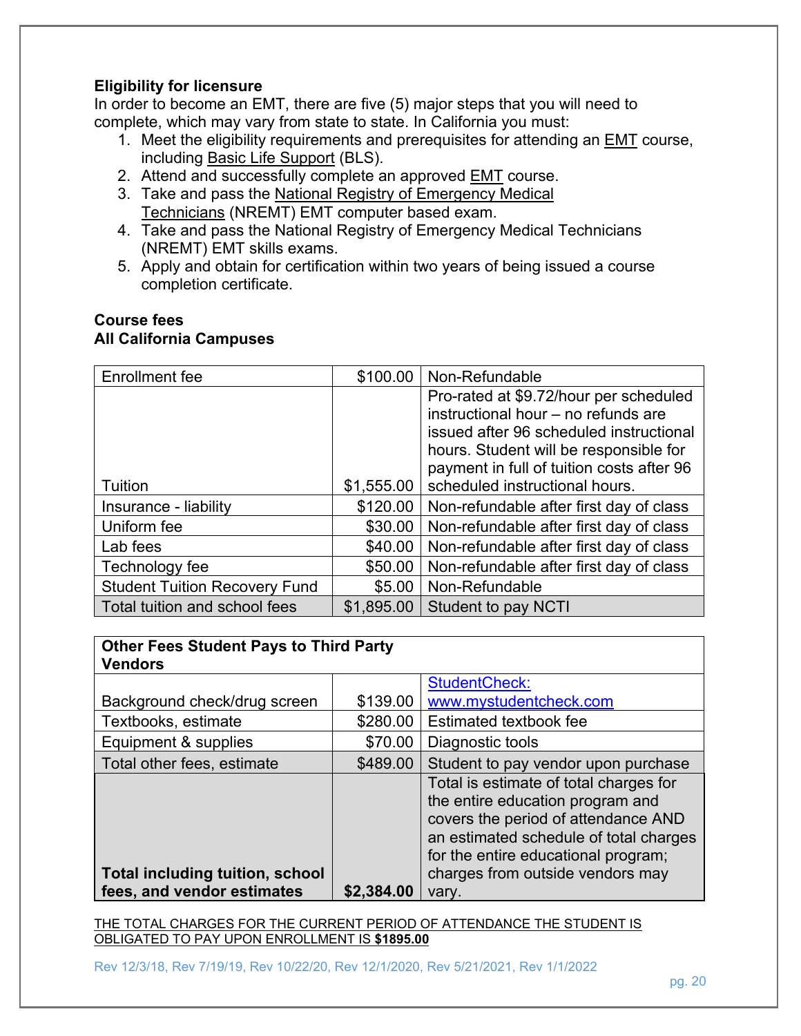**Eligibility for licensure**

In order to become an EMT, there are five (5) major steps that you will need to complete, which may vary from state to state. In California you must:

1. Meet the eligibility requirements and prerequisites for attending an EMT course, including Basic Life Support (BLS).
2. Attend and successfully complete an approved EMT course.
3. Take and pass the National Registry of Emergency Medical Technicians (NREMT) EMT computer based exam.
4. Take and pass the National Registry of Emergency Medical Technicians (NREMT) EMT skills exams.
5. Apply and obtain for certification within two years of being issued a course completion certificate.

**Course fees**
**All California Campuses**

| | | |
|---|---|---|
| Enrollment fee | $100.00 | Non-Refundable |
| Tuition | $1,555.00 | Pro-rated at $9.72/hour per scheduled instructional hour – no refunds are issued after 96 scheduled instructional hours. Student will be responsible for payment in full of tuition costs after 96 scheduled instructional hours. |
| Insurance - liability | $120.00 | Non-refundable after first day of class |
| Uniform fee | $30.00 | Non-refundable after first day of class |
| Lab fees | $40.00 | Non-refundable after first day of class |
| Technology fee | $50.00 | Non-refundable after first day of class |
| Student Tuition Recovery Fund | $5.00 | Non-Refundable |
| Total tuition and school fees | $1,895.00 | Student to pay NCTI |

| **Other Fees Student Pays to Third Party Vendors** | | |
|---|---|---|
| Background check/drug screen | $139.00 | StudentCheck: www.mystudentcheck.com |
| Textbooks, estimate | $280.00 | Estimated textbook fee |
| Equipment & supplies | $70.00 | Diagnostic tools |
| Total other fees, estimate | $489.00 | Student to pay vendor upon purchase |
| **Total including tuition, school fees, and vendor estimates** | **$2,384.00** | Total is estimate of total charges for the entire education program and covers the period of attendance AND an estimated schedule of total charges for the entire educational program; charges from outside vendors may vary. |

THE TOTAL CHARGES FOR THE CURRENT PERIOD OF ATTENDANCE THE STUDENT IS OBLIGATED TO PAY UPON ENROLLMENT IS **$1895.00**

Rev 12/3/18, Rev 7/19/19, Rev 10/22/20, Rev 12/1/2020, Rev 5/21/2021, Rev 1/1/2022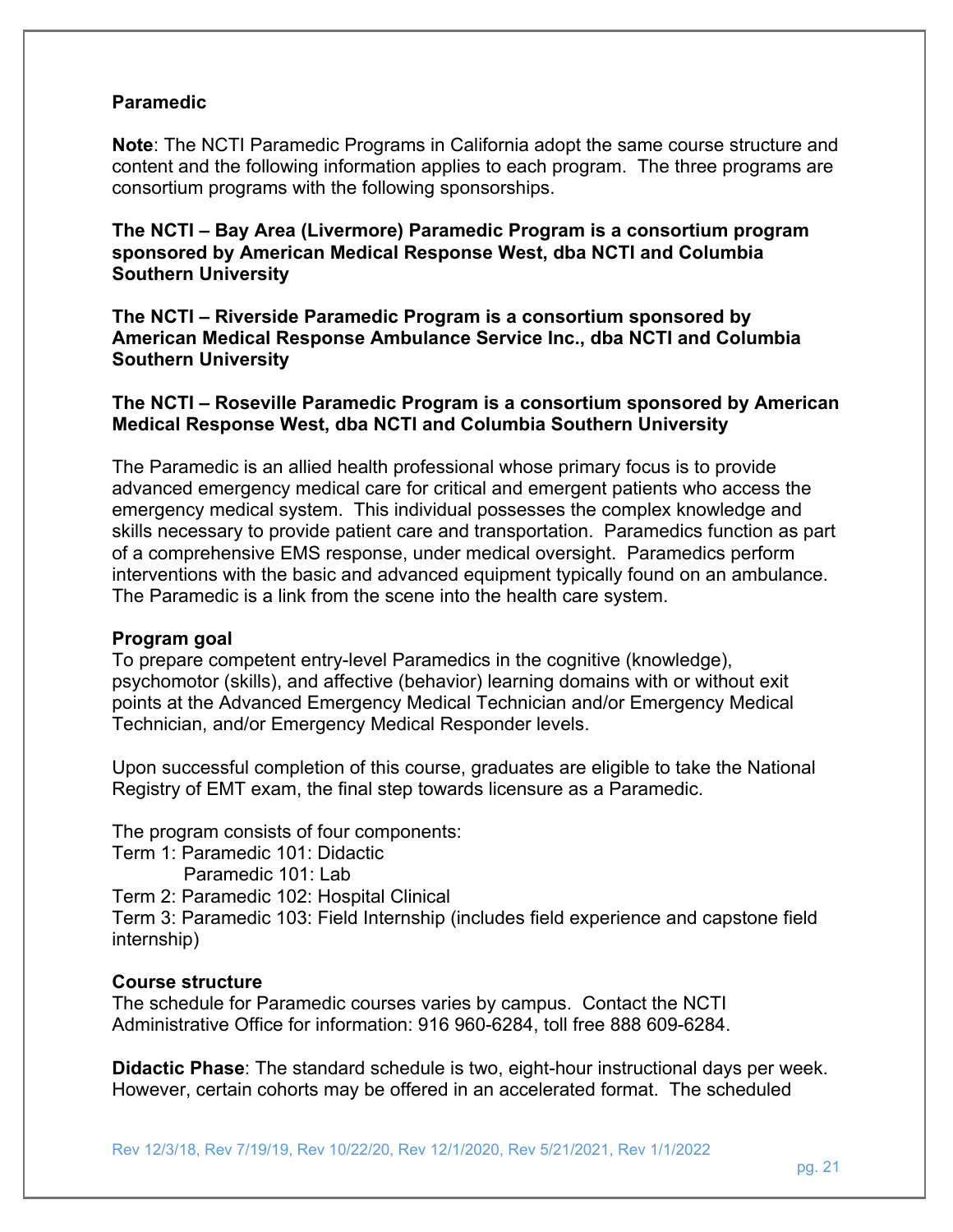**Paramedic**

**Note**: The NCTI Paramedic Programs in California adopt the same course structure and content and the following information applies to each program. The three programs are consortium programs with the following sponsorships.

**The NCTI – Bay Area (Livermore) Paramedic Program is a consortium program sponsored by American Medical Response West, dba NCTI and Columbia Southern University**

**The NCTI – Riverside Paramedic Program is a consortium sponsored by American Medical Response Ambulance Service Inc., dba NCTI and Columbia Southern University**

**The NCTI – Roseville Paramedic Program is a consortium sponsored by American Medical Response West, dba NCTI and Columbia Southern University**

The Paramedic is an allied health professional whose primary focus is to provide advanced emergency medical care for critical and emergent patients who access the emergency medical system. This individual possesses the complex knowledge and skills necessary to provide patient care and transportation. Paramedics function as part of a comprehensive EMS response, under medical oversight. Paramedics perform interventions with the basic and advanced equipment typically found on an ambulance. The Paramedic is a link from the scene into the health care system.

**Program goal**
To prepare competent entry-level Paramedics in the cognitive (knowledge), psychomotor (skills), and affective (behavior) learning domains with or without exit points at the Advanced Emergency Medical Technician and/or Emergency Medical Technician, and/or Emergency Medical Responder levels.

Upon successful completion of this course, graduates are eligible to take the National Registry of EMT exam, the final step towards licensure as a Paramedic.

The program consists of four components:
Term 1: Paramedic 101: Didactic
Paramedic 101: Lab
Term 2: Paramedic 102: Hospital Clinical
Term 3: Paramedic 103: Field Internship (includes field experience and capstone field internship)

**Course structure**
The schedule for Paramedic courses varies by campus. Contact the NCTI Administrative Office for information: 916 960-6284, toll free 888 609-6284.

**Didactic Phase**: The standard schedule is two, eight-hour instructional days per week. However, certain cohorts may be offered in an accelerated format. The scheduled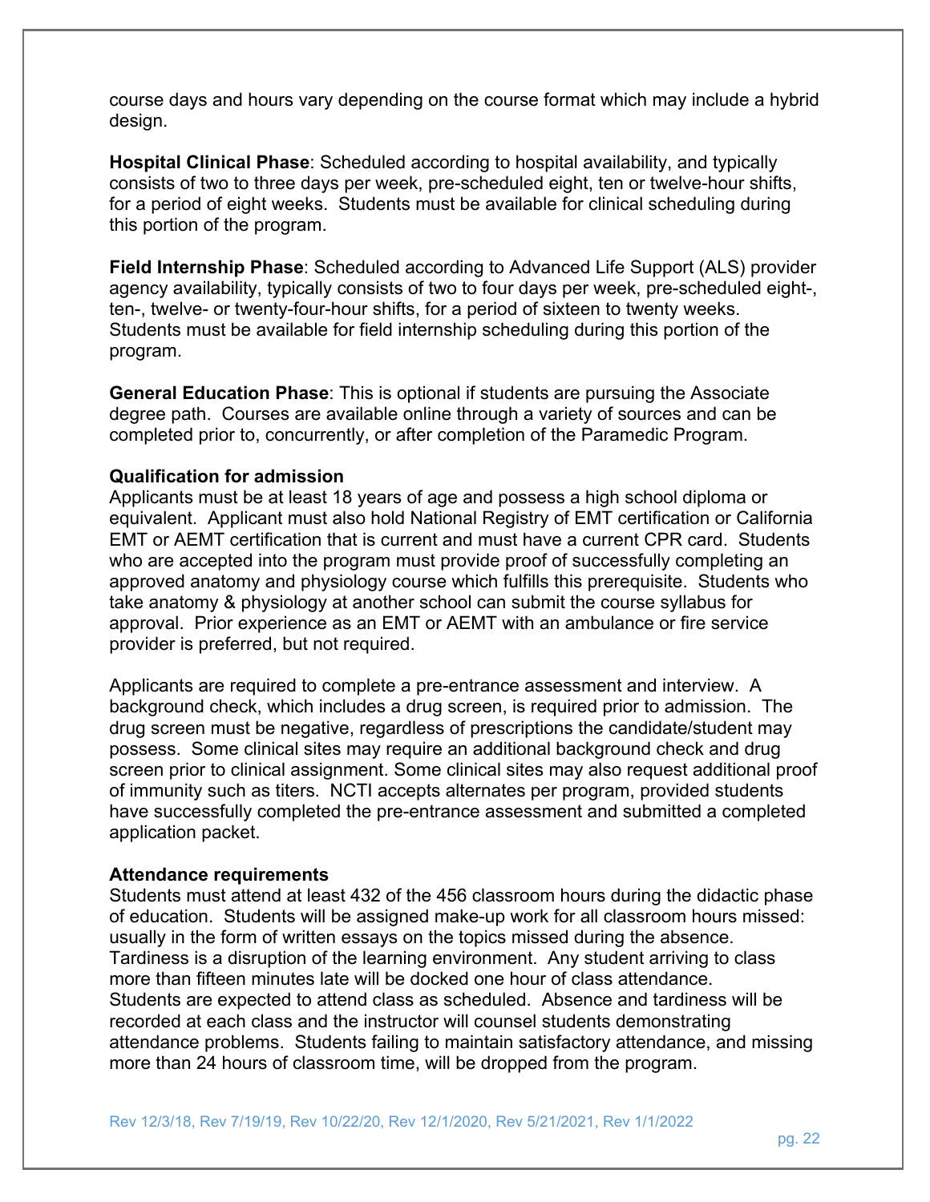course days and hours vary depending on the course format which may include a hybrid design.

**Hospital Clinical Phase**: Scheduled according to hospital availability, and typically consists of two to three days per week, pre-scheduled eight, ten or twelve-hour shifts, for a period of eight weeks. Students must be available for clinical scheduling during this portion of the program.

**Field Internship Phase**: Scheduled according to Advanced Life Support (ALS) provider agency availability, typically consists of two to four days per week, pre-scheduled eight-, ten-, twelve- or twenty-four-hour shifts, for a period of sixteen to twenty weeks. Students must be available for field internship scheduling during this portion of the program.

**General Education Phase**: This is optional if students are pursuing the Associate degree path. Courses are available online through a variety of sources and can be completed prior to, concurrently, or after completion of the Paramedic Program.

**Qualification for admission**

Applicants must be at least 18 years of age and possess a high school diploma or equivalent. Applicant must also hold National Registry of EMT certification or California EMT or AEMT certification that is current and must have a current CPR card. Students who are accepted into the program must provide proof of successfully completing an approved anatomy and physiology course which fulfills this prerequisite. Students who take anatomy & physiology at another school can submit the course syllabus for approval. Prior experience as an EMT or AEMT with an ambulance or fire service provider is preferred, but not required.

Applicants are required to complete a pre-entrance assessment and interview. A background check, which includes a drug screen, is required prior to admission. The drug screen must be negative, regardless of prescriptions the candidate/student may possess. Some clinical sites may require an additional background check and drug screen prior to clinical assignment. Some clinical sites may also request additional proof of immunity such as titers. NCTI accepts alternates per program, provided students have successfully completed the pre-entrance assessment and submitted a completed application packet.

**Attendance requirements**

Students must attend at least 432 of the 456 classroom hours during the didactic phase of education. Students will be assigned make-up work for all classroom hours missed: usually in the form of written essays on the topics missed during the absence. Tardiness is a disruption of the learning environment. Any student arriving to class more than fifteen minutes late will be docked one hour of class attendance. Students are expected to attend class as scheduled. Absence and tardiness will be recorded at each class and the instructor will counsel students demonstrating attendance problems. Students failing to maintain satisfactory attendance, and missing more than 24 hours of classroom time, will be dropped from the program.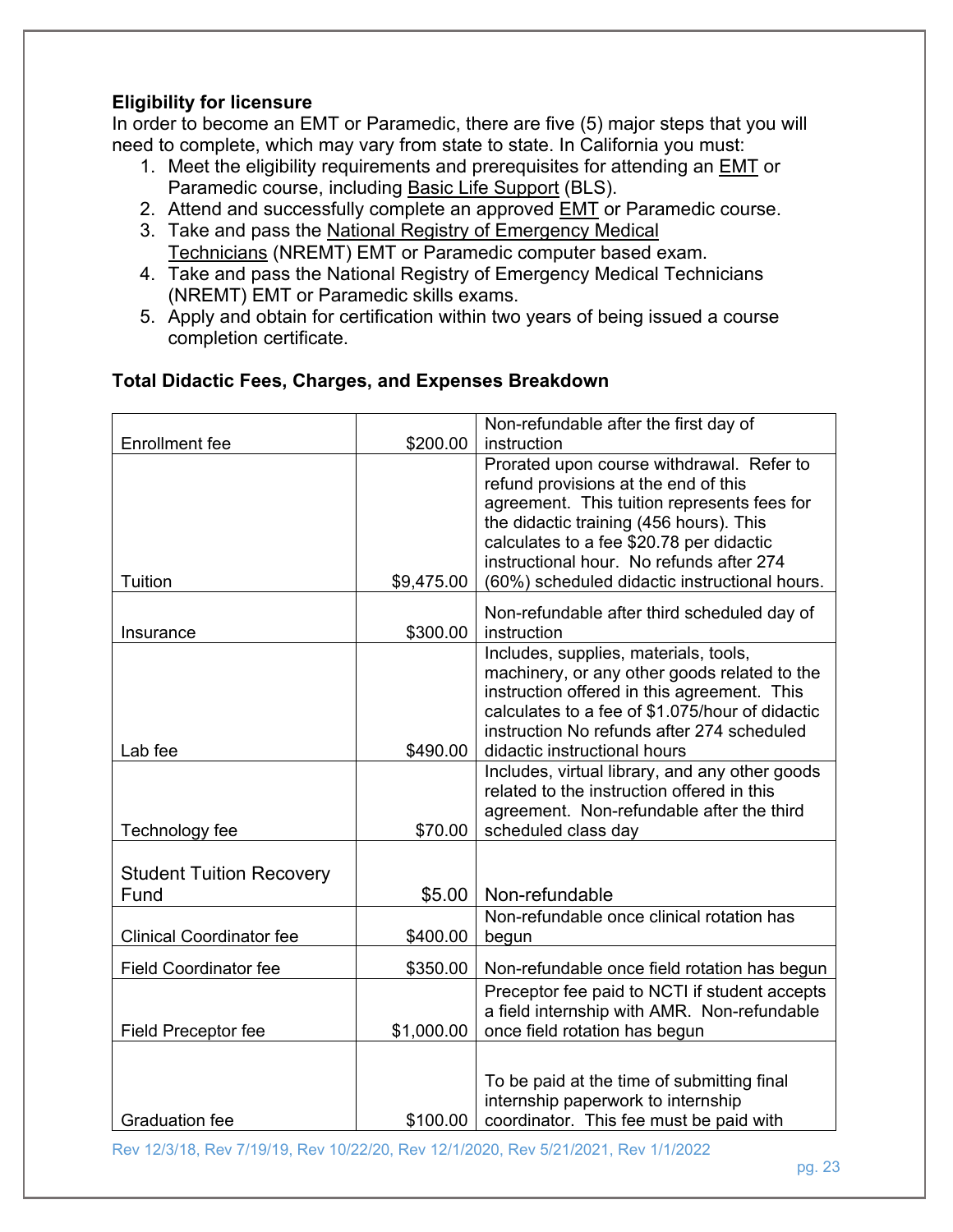**Eligibility for licensure**

In order to become an EMT or Paramedic, there are five (5) major steps that you will need to complete, which may vary from state to state. In California you must:

1. Meet the eligibility requirements and prerequisites for attending an EMT or Paramedic course, including Basic Life Support (BLS).
2. Attend and successfully complete an approved EMT or Paramedic course.
3. Take and pass the National Registry of Emergency Medical Technicians (NREMT) EMT or Paramedic computer based exam.
4. Take and pass the National Registry of Emergency Medical Technicians (NREMT) EMT or Paramedic skills exams.
5. Apply and obtain for certification within two years of being issued a course completion certificate.

**Total Didactic Fees, Charges, and Expenses Breakdown**

| | | |
|---|---|---|
| Enrollment fee | $200.00 | Non-refundable after the first day of instruction |
| Tuition | $9,475.00 | Prorated upon course withdrawal. Refer to refund provisions at the end of this agreement. This tuition represents fees for the didactic training (456 hours). This calculates to a fee $20.78 per didactic instructional hour. No refunds after 274 (60%) scheduled didactic instructional hours. |
| Insurance | $300.00 | Non-refundable after third scheduled day of instruction |
| Lab fee | $490.00 | Includes, supplies, materials, tools, machinery, or any other goods related to the instruction offered in this agreement. This calculates to a fee of $1.075/hour of didactic instruction No refunds after 274 scheduled didactic instructional hours |
| Technology fee | $70.00 | Includes, virtual library, and any other goods related to the instruction offered in this agreement. Non-refundable after the third scheduled class day |
| Student Tuition Recovery Fund | $5.00 | Non-refundable |
| Clinical Coordinator fee | $400.00 | Non-refundable once clinical rotation has begun |
| Field Coordinator fee | $350.00 | Non-refundable once field rotation has begun |
| Field Preceptor fee | $1,000.00 | Preceptor fee paid to NCTI if student accepts a field internship with AMR. Non-refundable once field rotation has begun |
| Graduation fee | $100.00 | To be paid at the time of submitting final internship paperwork to internship coordinator. This fee must be paid with |

Rev 12/3/18, Rev 7/19/19, Rev 10/22/20, Rev 12/1/2020, Rev 5/21/2021, Rev 1/1/2022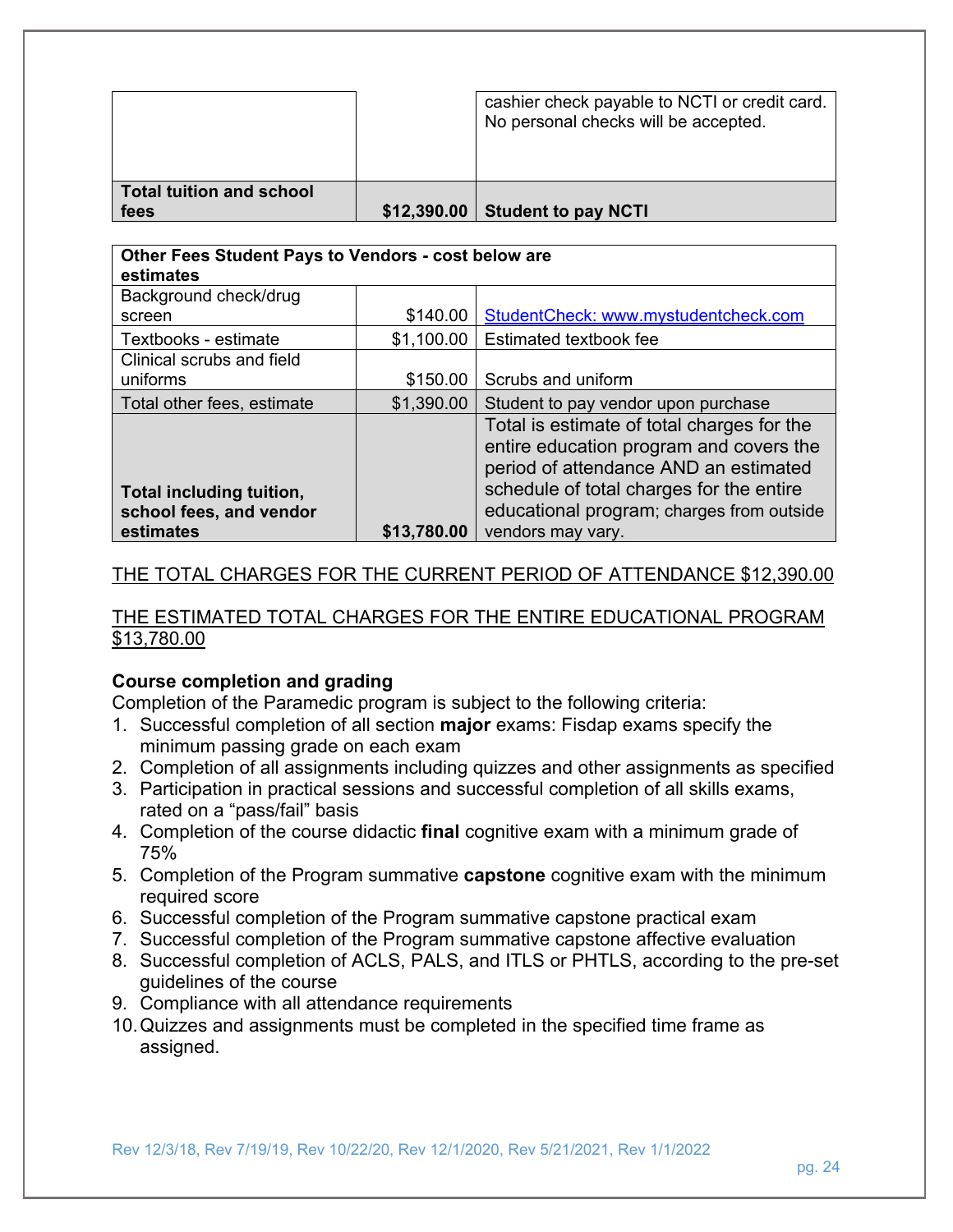| | | |
|---|---|---|
| | | cashier check payable to NCTI or credit card. No personal checks will be accepted. |
| **Total tuition and school fees** | **$12,390.00** | **Student to pay NCTI** |

| **Other Fees Student Pays to Vendors - cost below are estimates** | | |
|---|---|---|
| Background check/drug screen | $140.00 | StudentCheck: www.mystudentcheck.com |
| Textbooks - estimate | $1,100.00 | Estimated textbook fee |
| Clinical scrubs and field uniforms | $150.00 | Scrubs and uniform |
| Total other fees, estimate | $1,390.00 | Student to pay vendor upon purchase |
| **Total including tuition, school fees, and vendor estimates** | **$13,780.00** | Total is estimate of total charges for the entire education program and covers the period of attendance AND an estimated schedule of total charges for the entire educational program; charges from outside vendors may vary. |

THE TOTAL CHARGES FOR THE CURRENT PERIOD OF ATTENDANCE $12,390.00

THE ESTIMATED TOTAL CHARGES FOR THE ENTIRE EDUCATIONAL PROGRAM $13,780.00

**Course completion and grading**

Completion of the Paramedic program is subject to the following criteria:

1. Successful completion of all section **major** exams: Fisdap exams specify the minimum passing grade on each exam
2. Completion of all assignments including quizzes and other assignments as specified
3. Participation in practical sessions and successful completion of all skills exams, rated on a "pass/fail" basis
4. Completion of the course didactic **final** cognitive exam with a minimum grade of 75%
5. Completion of the Program summative **capstone** cognitive exam with the minimum required score
6. Successful completion of the Program summative capstone practical exam
7. Successful completion of the Program summative capstone affective evaluation
8. Successful completion of ACLS, PALS, and ITLS or PHTLS, according to the pre-set guidelines of the course
9. Compliance with all attendance requirements
10. Quizzes and assignments must be completed in the specified time frame as assigned.

Rev 12/3/18, Rev 7/19/19, Rev 10/22/20, Rev 12/1/2020, Rev 5/21/2021, Rev 1/1/2022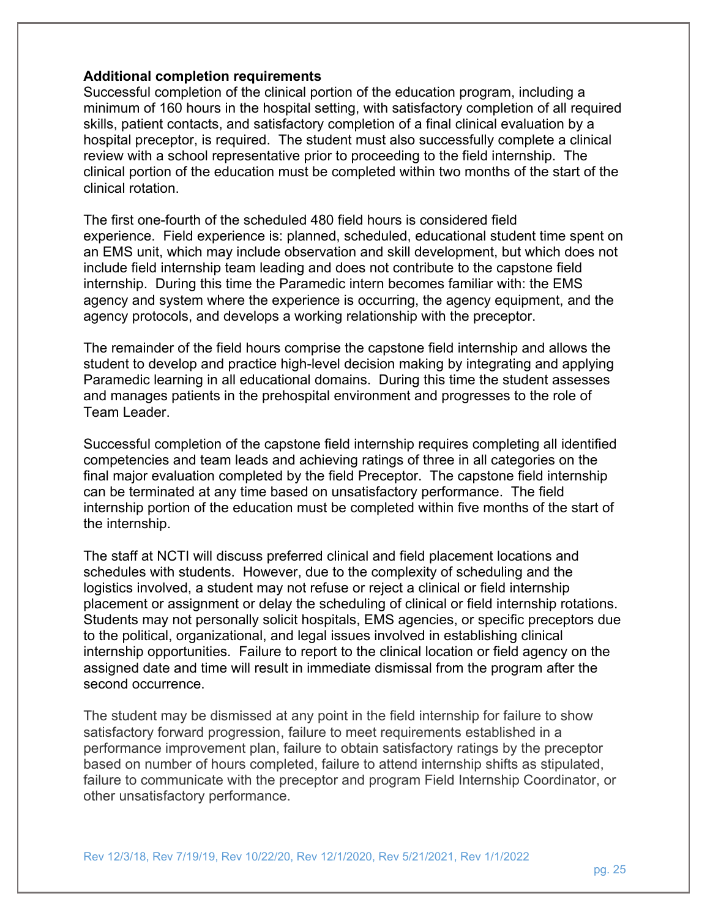**Additional completion requirements**

Successful completion of the clinical portion of the education program, including a minimum of 160 hours in the hospital setting, with satisfactory completion of all required skills, patient contacts, and satisfactory completion of a final clinical evaluation by a hospital preceptor, is required. The student must also successfully complete a clinical review with a school representative prior to proceeding to the field internship. The clinical portion of the education must be completed within two months of the start of the clinical rotation.

The first one-fourth of the scheduled 480 field hours is considered field experience. Field experience is: planned, scheduled, educational student time spent on an EMS unit, which may include observation and skill development, but which does not include field internship team leading and does not contribute to the capstone field internship. During this time the Paramedic intern becomes familiar with: the EMS agency and system where the experience is occurring, the agency equipment, and the agency protocols, and develops a working relationship with the preceptor.

The remainder of the field hours comprise the capstone field internship and allows the student to develop and practice high-level decision making by integrating and applying Paramedic learning in all educational domains. During this time the student assesses and manages patients in the prehospital environment and progresses to the role of Team Leader.

Successful completion of the capstone field internship requires completing all identified competencies and team leads and achieving ratings of three in all categories on the final major evaluation completed by the field Preceptor. The capstone field internship can be terminated at any time based on unsatisfactory performance. The field internship portion of the education must be completed within five months of the start of the internship.

The staff at NCTI will discuss preferred clinical and field placement locations and schedules with students. However, due to the complexity of scheduling and the logistics involved, a student may not refuse or reject a clinical or field internship placement or assignment or delay the scheduling of clinical or field internship rotations. Students may not personally solicit hospitals, EMS agencies, or specific preceptors due to the political, organizational, and legal issues involved in establishing clinical internship opportunities. Failure to report to the clinical location or field agency on the assigned date and time will result in immediate dismissal from the program after the second occurrence.

The student may be dismissed at any point in the field internship for failure to show satisfactory forward progression, failure to meet requirements established in a performance improvement plan, failure to obtain satisfactory ratings by the preceptor based on number of hours completed, failure to attend internship shifts as stipulated, failure to communicate with the preceptor and program Field Internship Coordinator, or other unsatisfactory performance.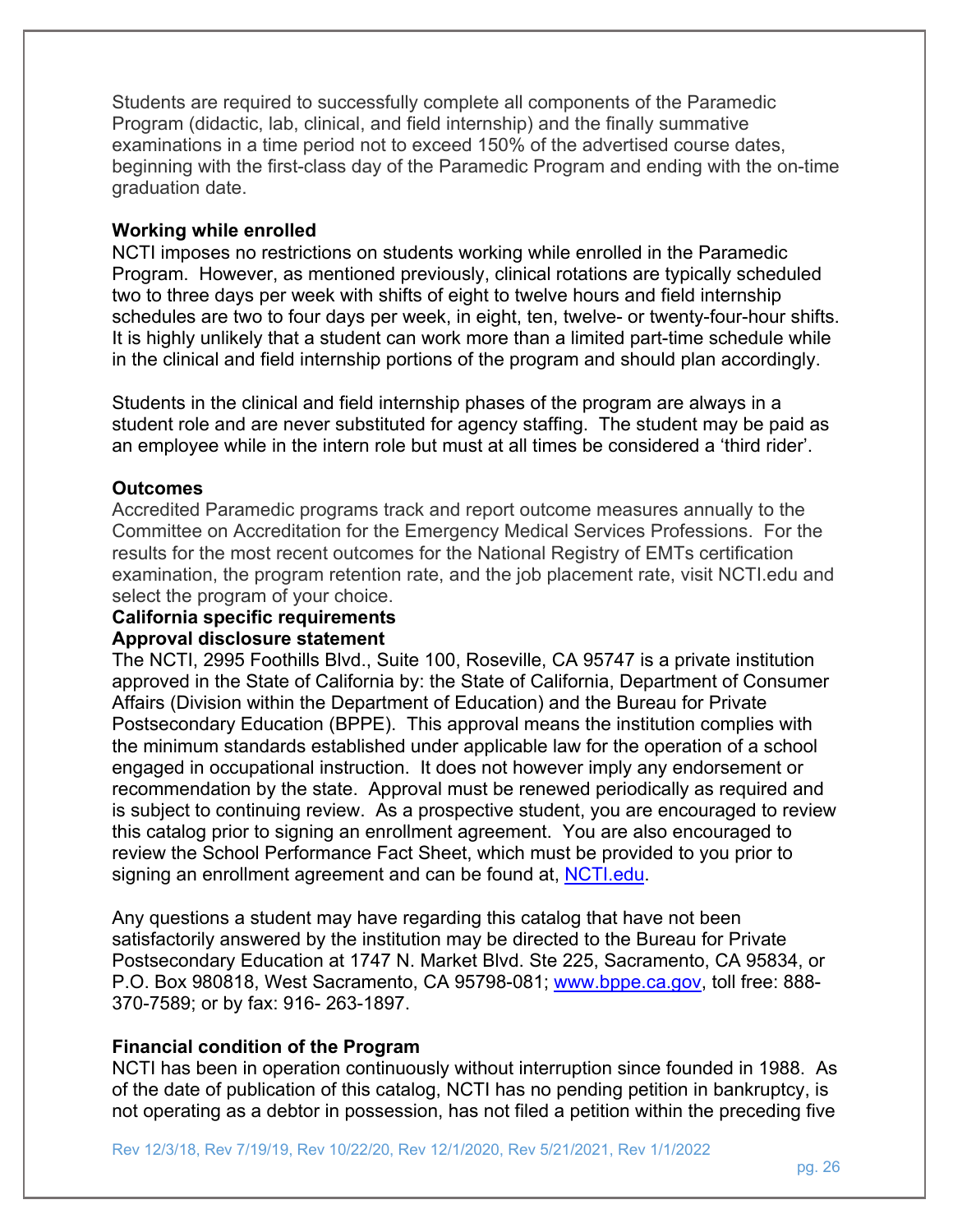Students are required to successfully complete all components of the Paramedic Program (didactic, lab, clinical, and field internship) and the finally summative examinations in a time period not to exceed 150% of the advertised course dates, beginning with the first-class day of the Paramedic Program and ending with the on-time graduation date.

**Working while enrolled**

NCTI imposes no restrictions on students working while enrolled in the Paramedic Program. However, as mentioned previously, clinical rotations are typically scheduled two to three days per week with shifts of eight to twelve hours and field internship schedules are two to four days per week, in eight, ten, twelve- or twenty-four-hour shifts. It is highly unlikely that a student can work more than a limited part-time schedule while in the clinical and field internship portions of the program and should plan accordingly.

Students in the clinical and field internship phases of the program are always in a student role and are never substituted for agency staffing. The student may be paid as an employee while in the intern role but must at all times be considered a 'third rider'.

**Outcomes**

Accredited Paramedic programs track and report outcome measures annually to the Committee on Accreditation for the Emergency Medical Services Professions. For the results for the most recent outcomes for the National Registry of EMTs certification examination, the program retention rate, and the job placement rate, visit NCTI.edu and select the program of your choice.

**California specific requirements**

**Approval disclosure statement**

The NCTI, 2995 Foothills Blvd., Suite 100, Roseville, CA 95747 is a private institution approved in the State of California by: the State of California, Department of Consumer Affairs (Division within the Department of Education) and the Bureau for Private Postsecondary Education (BPPE). This approval means the institution complies with the minimum standards established under applicable law for the operation of a school engaged in occupational instruction. It does not however imply any endorsement or recommendation by the state. Approval must be renewed periodically as required and is subject to continuing review. As a prospective student, you are encouraged to review this catalog prior to signing an enrollment agreement. You are also encouraged to review the School Performance Fact Sheet, which must be provided to you prior to signing an enrollment agreement and can be found at, [NCTI.edu](NCTI.edu).

Any questions a student may have regarding this catalog that have not been satisfactorily answered by the institution may be directed to the Bureau for Private Postsecondary Education at 1747 N. Market Blvd. Ste 225, Sacramento, CA 95834, or P.O. Box 980818, West Sacramento, CA 95798-081; [www.bppe.ca.gov](www.bppe.ca.gov), toll free: 888-370-7589; or by fax: 916- 263-1897.

**Financial condition of the Program**

NCTI has been in operation continuously without interruption since founded in 1988. As of the date of publication of this catalog, NCTI has no pending petition in bankruptcy, is not operating as a debtor in possession, has not filed a petition within the preceding five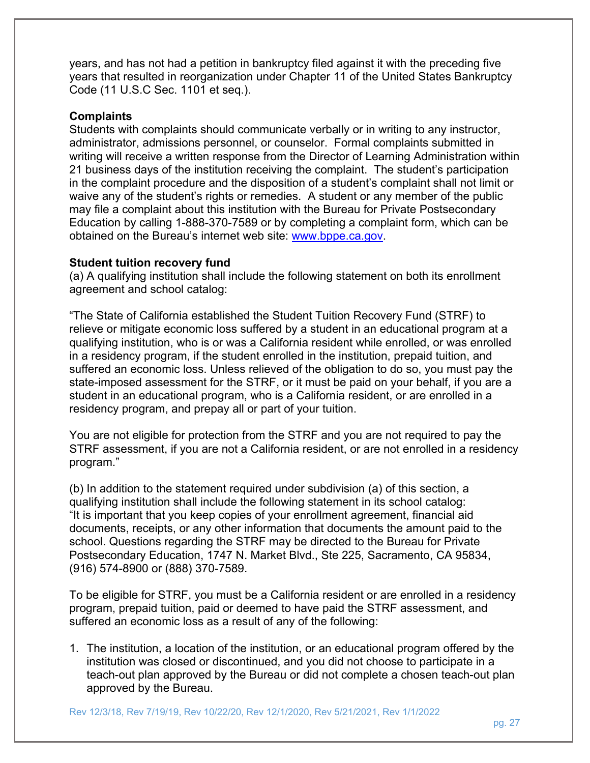years, and has not had a petition in bankruptcy filed against it with the preceding five years that resulted in reorganization under Chapter 11 of the United States Bankruptcy Code (11 U.S.C Sec. 1101 et seq.).

**Complaints**

Students with complaints should communicate verbally or in writing to any instructor, administrator, admissions personnel, or counselor. Formal complaints submitted in writing will receive a written response from the Director of Learning Administration within 21 business days of the institution receiving the complaint. The student's participation in the complaint procedure and the disposition of a student's complaint shall not limit or waive any of the student's rights or remedies. A student or any member of the public may file a complaint about this institution with the Bureau for Private Postsecondary Education by calling 1-888-370-7589 or by completing a complaint form, which can be obtained on the Bureau's internet web site: www.bppe.ca.gov.

**Student tuition recovery fund**

(a) A qualifying institution shall include the following statement on both its enrollment agreement and school catalog:

"The State of California established the Student Tuition Recovery Fund (STRF) to relieve or mitigate economic loss suffered by a student in an educational program at a qualifying institution, who is or was a California resident while enrolled, or was enrolled in a residency program, if the student enrolled in the institution, prepaid tuition, and suffered an economic loss. Unless relieved of the obligation to do so, you must pay the state-imposed assessment for the STRF, or it must be paid on your behalf, if you are a student in an educational program, who is a California resident, or are enrolled in a residency program, and prepay all or part of your tuition.

You are not eligible for protection from the STRF and you are not required to pay the STRF assessment, if you are not a California resident, or are not enrolled in a residency program."

(b) In addition to the statement required under subdivision (a) of this section, a qualifying institution shall include the following statement in its school catalog: "It is important that you keep copies of your enrollment agreement, financial aid documents, receipts, or any other information that documents the amount paid to the school. Questions regarding the STRF may be directed to the Bureau for Private Postsecondary Education, 1747 N. Market Blvd., Ste 225, Sacramento, CA 95834, (916) 574-8900 or (888) 370-7589.

To be eligible for STRF, you must be a California resident or are enrolled in a residency program, prepaid tuition, paid or deemed to have paid the STRF assessment, and suffered an economic loss as a result of any of the following:

1. The institution, a location of the institution, or an educational program offered by the institution was closed or discontinued, and you did not choose to participate in a teach-out plan approved by the Bureau or did not complete a chosen teach-out plan approved by the Bureau.

Rev 12/3/18, Rev 7/19/19, Rev 10/22/20, Rev 12/1/2020, Rev 5/21/2021, Rev 1/1/2022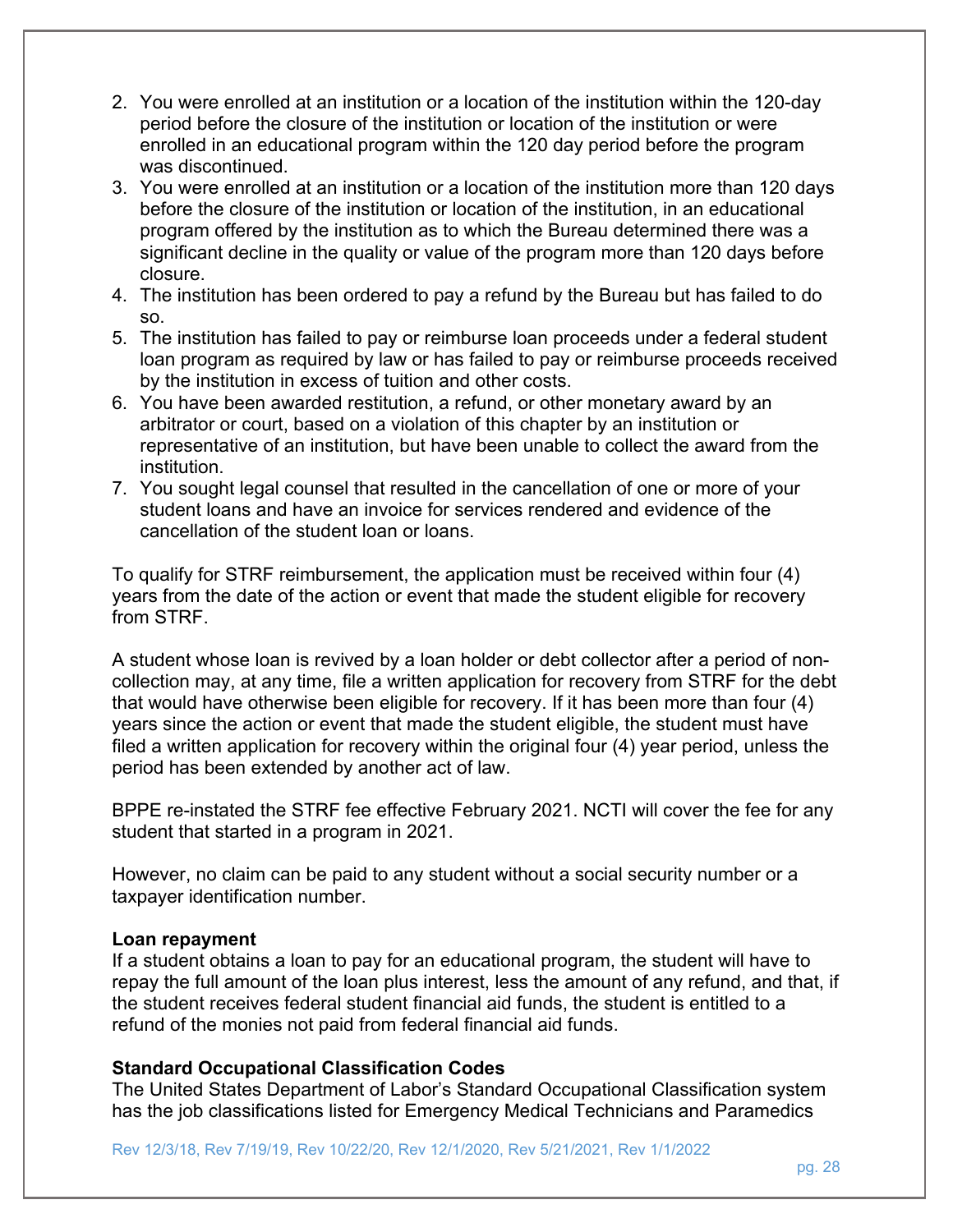2. You were enrolled at an institution or a location of the institution within the 120-day period before the closure of the institution or location of the institution or were enrolled in an educational program within the 120 day period before the program was discontinued.
3. You were enrolled at an institution or a location of the institution more than 120 days before the closure of the institution or location of the institution, in an educational program offered by the institution as to which the Bureau determined there was a significant decline in the quality or value of the program more than 120 days before closure.
4. The institution has been ordered to pay a refund by the Bureau but has failed to do so.
5. The institution has failed to pay or reimburse loan proceeds under a federal student loan program as required by law or has failed to pay or reimburse proceeds received by the institution in excess of tuition and other costs.
6. You have been awarded restitution, a refund, or other monetary award by an arbitrator or court, based on a violation of this chapter by an institution or representative of an institution, but have been unable to collect the award from the institution.
7. You sought legal counsel that resulted in the cancellation of one or more of your student loans and have an invoice for services rendered and evidence of the cancellation of the student loan or loans.

To qualify for STRF reimbursement, the application must be received within four (4) years from the date of the action or event that made the student eligible for recovery from STRF.

A student whose loan is revived by a loan holder or debt collector after a period of non-collection may, at any time, file a written application for recovery from STRF for the debt that would have otherwise been eligible for recovery. If it has been more than four (4) years since the action or event that made the student eligible, the student must have filed a written application for recovery within the original four (4) year period, unless the period has been extended by another act of law.

BPPE re-instated the STRF fee effective February 2021. NCTI will cover the fee for any student that started in a program in 2021.

However, no claim can be paid to any student without a social security number or a taxpayer identification number.

**Loan repayment**

If a student obtains a loan to pay for an educational program, the student will have to repay the full amount of the loan plus interest, less the amount of any refund, and that, if the student receives federal student financial aid funds, the student is entitled to a refund of the monies not paid from federal financial aid funds.

**Standard Occupational Classification Codes**

The United States Department of Labor's Standard Occupational Classification system has the job classifications listed for Emergency Medical Technicians and Paramedics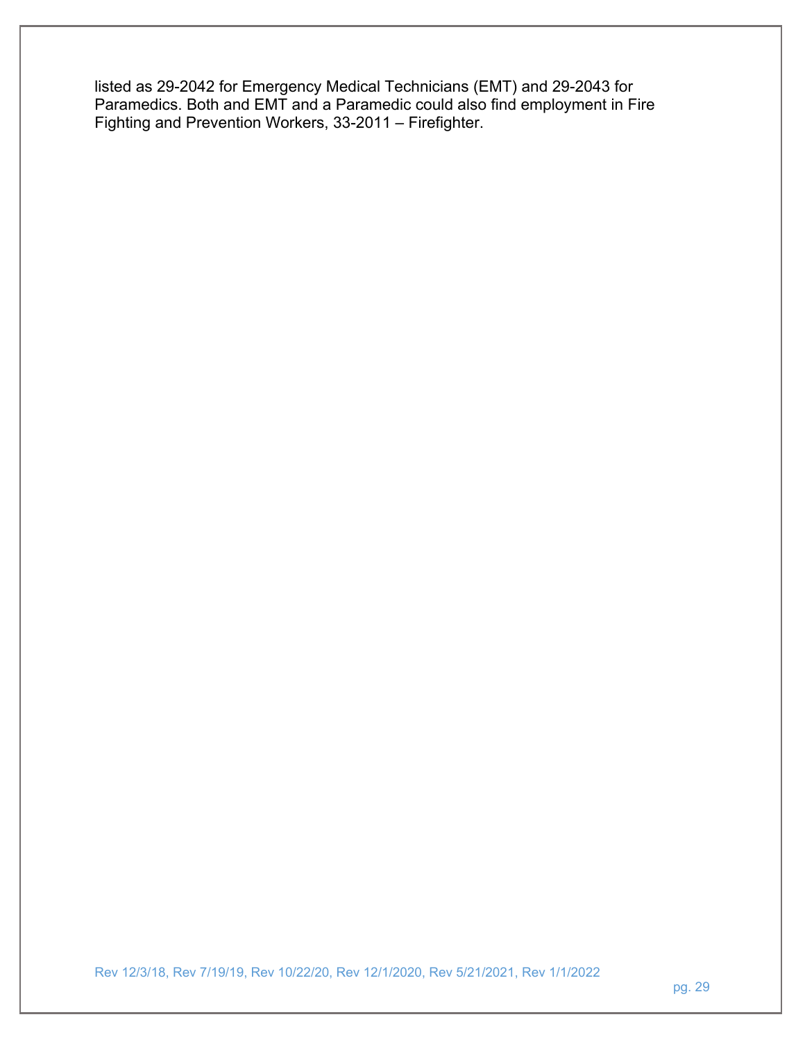listed as 29-2042 for Emergency Medical Technicians (EMT) and 29-2043 for Paramedics. Both and EMT and a Paramedic could also find employment in Fire Fighting and Prevention Workers, 33-2011 – Firefighter.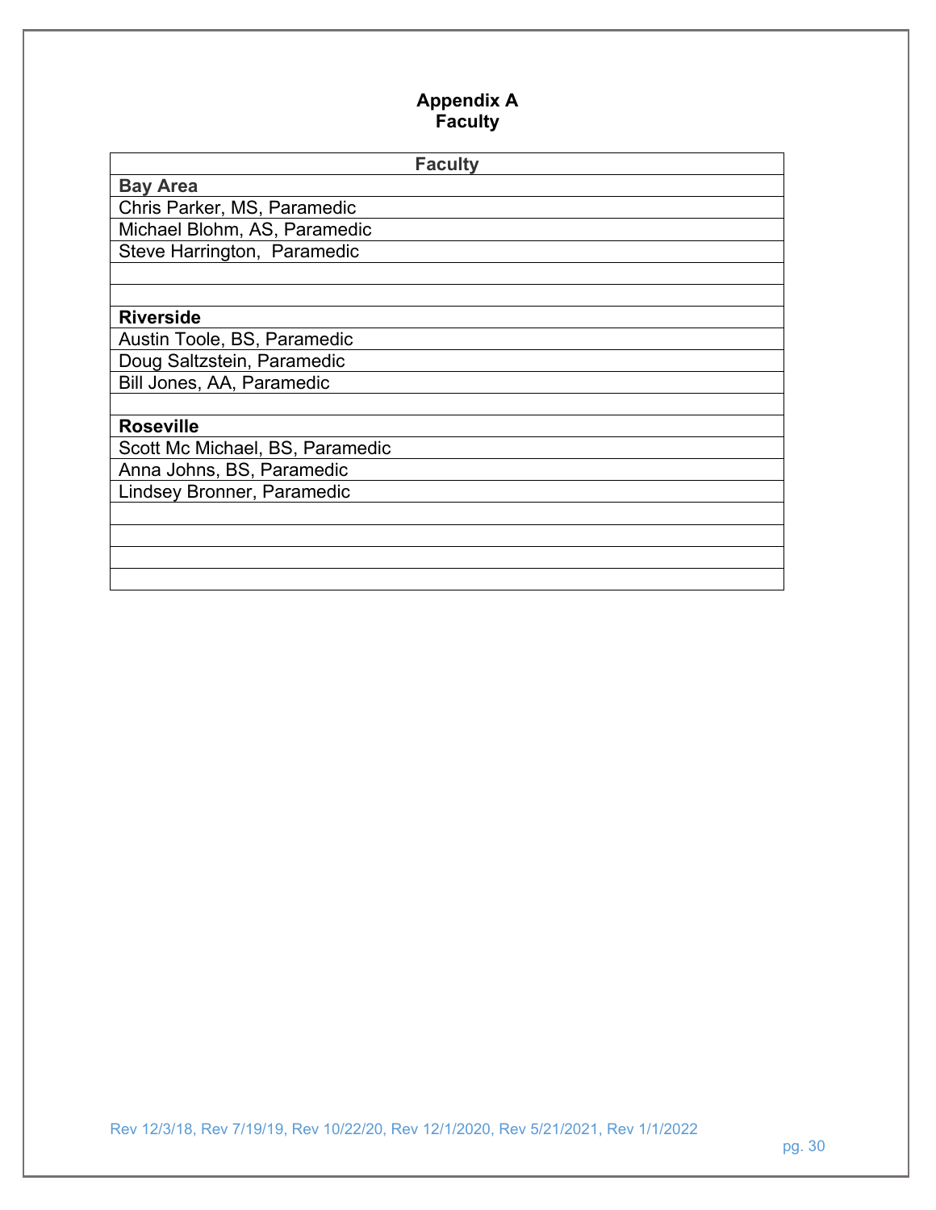# Appendix A
## Faculty

| Faculty |
|---|
| **Bay Area** |
| Chris Parker, MS, Paramedic |
| Michael Blohm, AS, Paramedic |
| Steve Harrington, Paramedic |
| |
| |
| **Riverside** |
| Austin Toole, BS, Paramedic |
| Doug Saltzstein, Paramedic |
| Bill Jones, AA, Paramedic |
| |
| **Roseville** |
| Scott Mc Michael, BS, Paramedic |
| Anna Johns, BS, Paramedic |
| Lindsey Bronner, Paramedic |
| |
| |
| |
| |

Rev 12/3/18, Rev 7/19/19, Rev 10/22/20, Rev 12/1/2020, Rev 5/21/2021, Rev 1/1/2022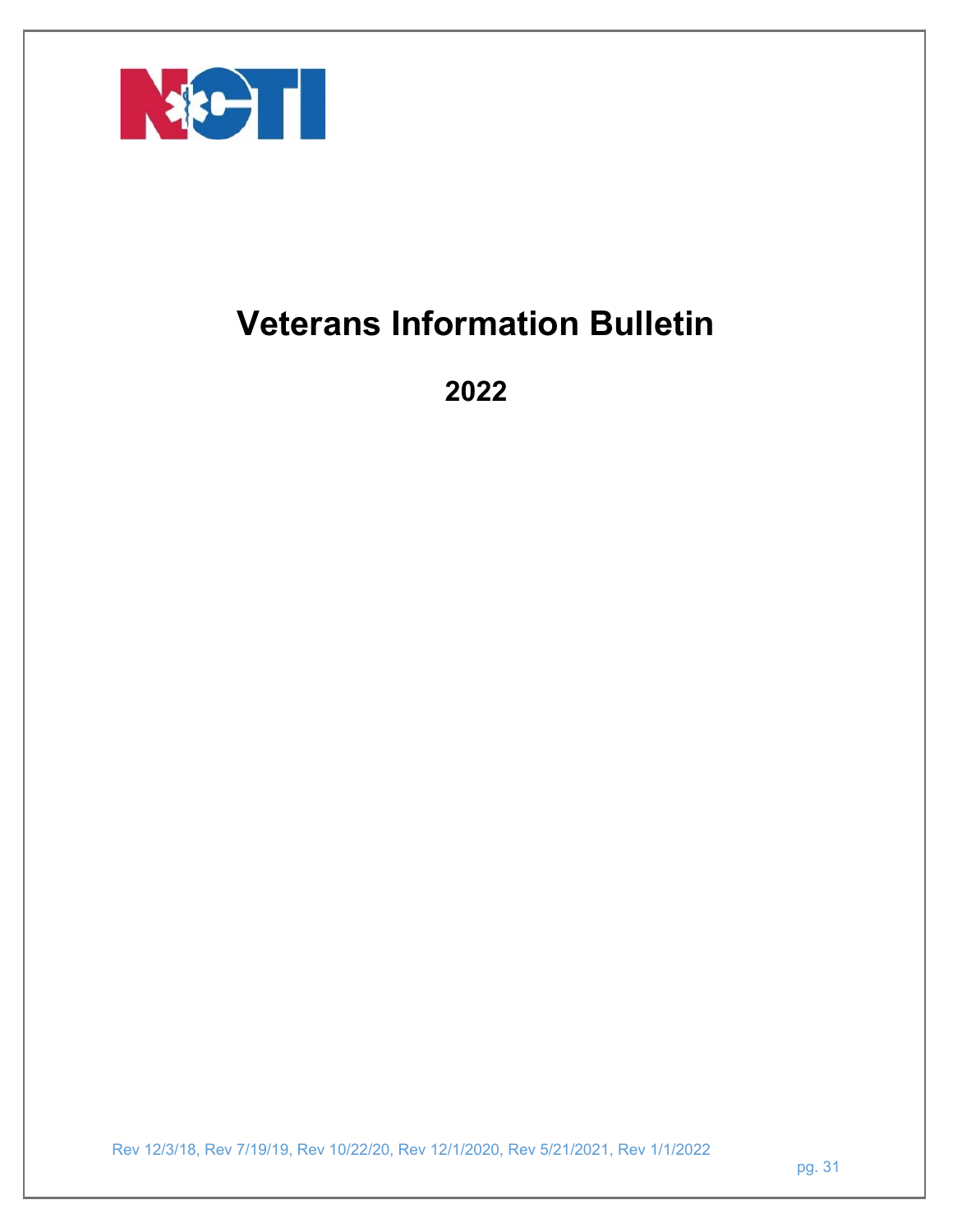# Veterans Information Bulletin

## 2022

Rev 12/3/18, Rev 7/19/19, Rev 10/22/20, Rev 12/1/2020, Rev 5/21/2021, Rev 1/1/2022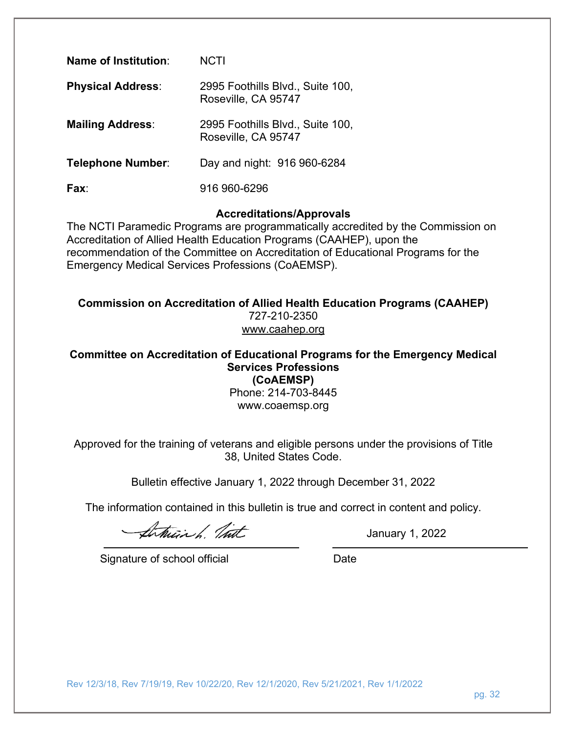**Name of Institution**: NCTI

**Physical Address**: 2995 Foothills Blvd., Suite 100, Roseville, CA 95747

**Mailing Address**: 2995 Foothills Blvd., Suite 100, Roseville, CA 95747

**Telephone Number**: Day and night: 916 960-6284

**Fax**: 916 960-6296

**Accreditations/Approvals**

The NCTI Paramedic Programs are programmatically accredited by the Commission on Accreditation of Allied Health Education Programs (CAAHEP), upon the recommendation of the Committee on Accreditation of Educational Programs for the Emergency Medical Services Professions (CoAEMSP).

**Commission on Accreditation of Allied Health Education Programs (CAAHEP)**
727-210-2350
www.caahep.org

**Committee on Accreditation of Educational Programs for the Emergency Medical Services Professions (CoAEMSP)**
Phone: 214-703-8445
www.coaemsp.org

Approved for the training of veterans and eligible persons under the provisions of Title 38, United States Code.

Bulletin effective January 1, 2022 through December 31, 2022

The information contained in this bulletin is true and correct in content and policy.

Signature of school official: _______________ Date: January 1, 2022

Rev 12/3/18, Rev 7/19/19, Rev 10/22/20, Rev 12/1/2020, Rev 5/21/2021, Rev 1/1/2022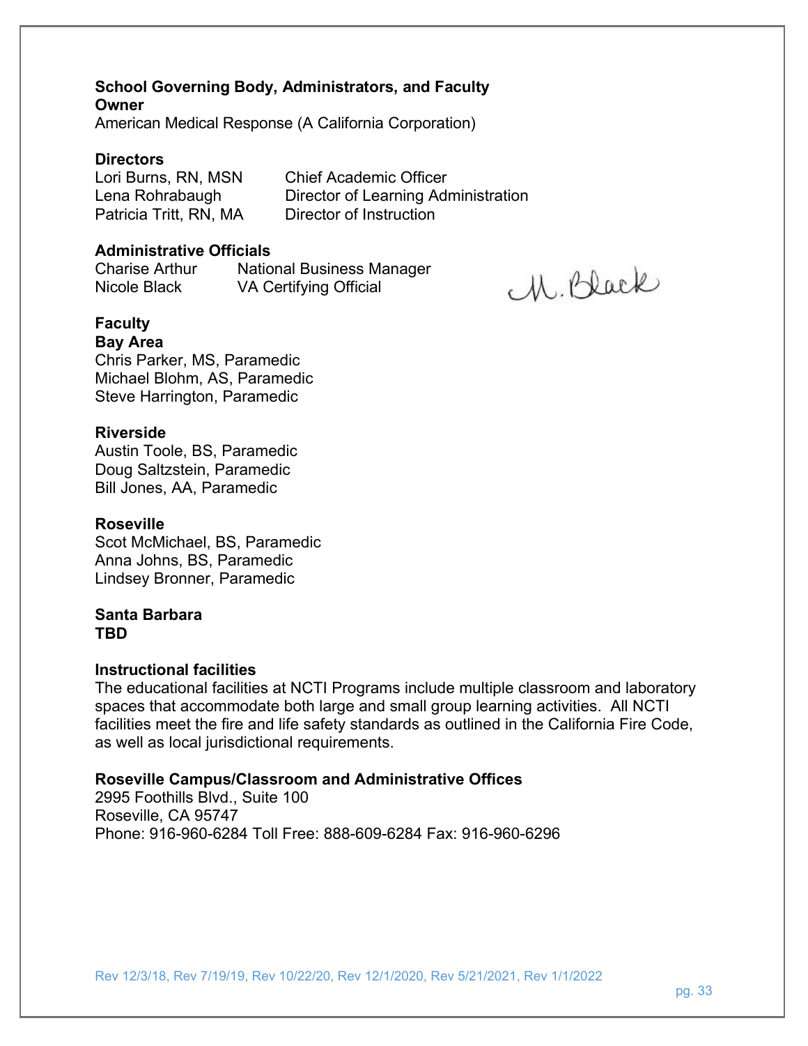**School Governing Body, Administrators, and Faculty**

**Owner**

American Medical Response (A California Corporation)

**Directors**

| | |
|---|---|
| Lori Burns, RN, MSN | Chief Academic Officer |
| Lena Rohrabaugh | Director of Learning Administration |
| Patricia Tritt, RN, MA | Director of Instruction |

**Administrative Officials**

| | |
|---|---|
| Charise Arthur | National Business Manager |
| Nicole Black | VA Certifying Official |

N. Black

**Faculty**

**Bay Area**

Chris Parker, MS, Paramedic
Michael Blohm, AS, Paramedic
Steve Harrington, Paramedic

**Riverside**

Austin Toole, BS, Paramedic
Doug Saltzstein, Paramedic
Bill Jones, AA, Paramedic

**Roseville**

Scot McMichael, BS, Paramedic
Anna Johns, BS, Paramedic
Lindsey Bronner, Paramedic

**Santa Barbara**

**TBD**

**Instructional facilities**

The educational facilities at NCTI Programs include multiple classroom and laboratory spaces that accommodate both large and small group learning activities. All NCTI facilities meet the fire and life safety standards as outlined in the California Fire Code, as well as local jurisdictional requirements.

**Roseville Campus/Classroom and Administrative Offices**

2995 Foothills Blvd., Suite 100
Roseville, CA 95747
Phone: 916-960-6284 Toll Free: 888-609-6284 Fax: 916-960-6296

Rev 12/3/18, Rev 7/19/19, Rev 10/22/20, Rev 12/1/2020, Rev 5/21/2021, Rev 1/1/2022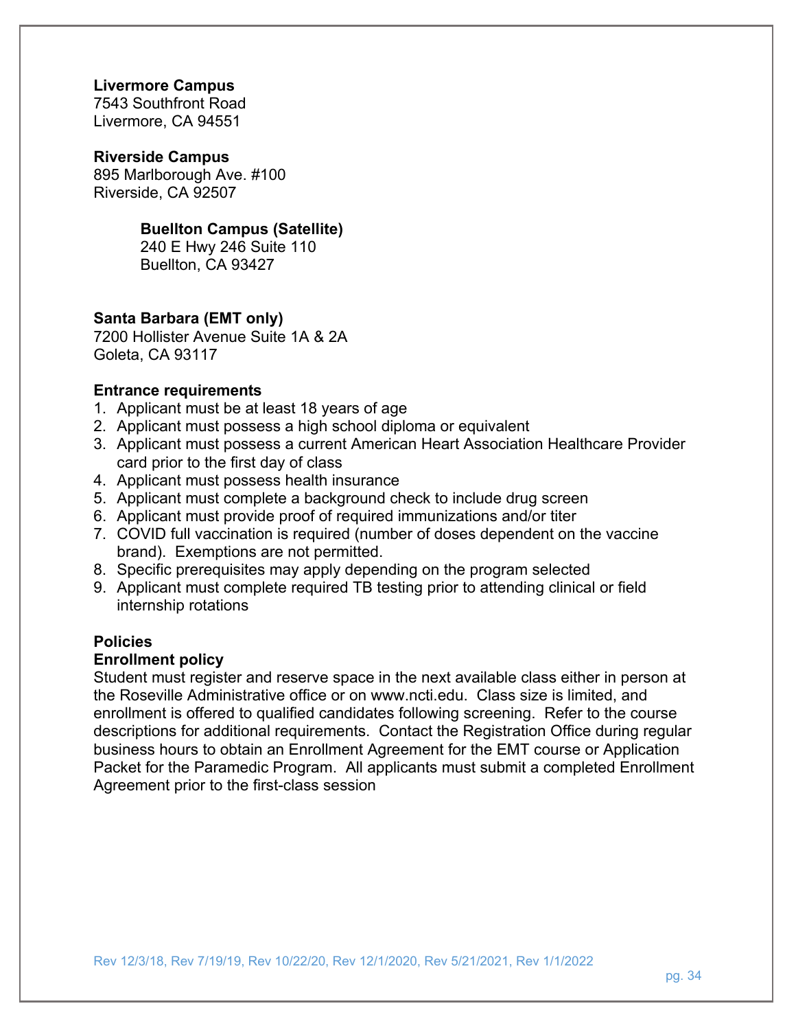**Livermore Campus**
7543 Southfront Road
Livermore, CA 94551

**Riverside Campus**
895 Marlborough Ave. #100
Riverside, CA 92507

**Buellton Campus (Satellite)**
240 E Hwy 246 Suite 110
Buellton, CA 93427

**Santa Barbara (EMT only)**
7200 Hollister Avenue Suite 1A & 2A
Goleta, CA 93117

**Entrance requirements**

1. Applicant must be at least 18 years of age
2. Applicant must possess a high school diploma or equivalent
3. Applicant must possess a current American Heart Association Healthcare Provider card prior to the first day of class
4. Applicant must possess health insurance
5. Applicant must complete a background check to include drug screen
6. Applicant must provide proof of required immunizations and/or titer
7. COVID full vaccination is required (number of doses dependent on the vaccine brand). Exemptions are not permitted.
8. Specific prerequisites may apply depending on the program selected
9. Applicant must complete required TB testing prior to attending clinical or field internship rotations

**Policies**

**Enrollment policy**

Student must register and reserve space in the next available class either in person at the Roseville Administrative office or on www.ncti.edu. Class size is limited, and enrollment is offered to qualified candidates following screening. Refer to the course descriptions for additional requirements. Contact the Registration Office during regular business hours to obtain an Enrollment Agreement for the EMT course or Application Packet for the Paramedic Program. All applicants must submit a completed Enrollment Agreement prior to the first-class session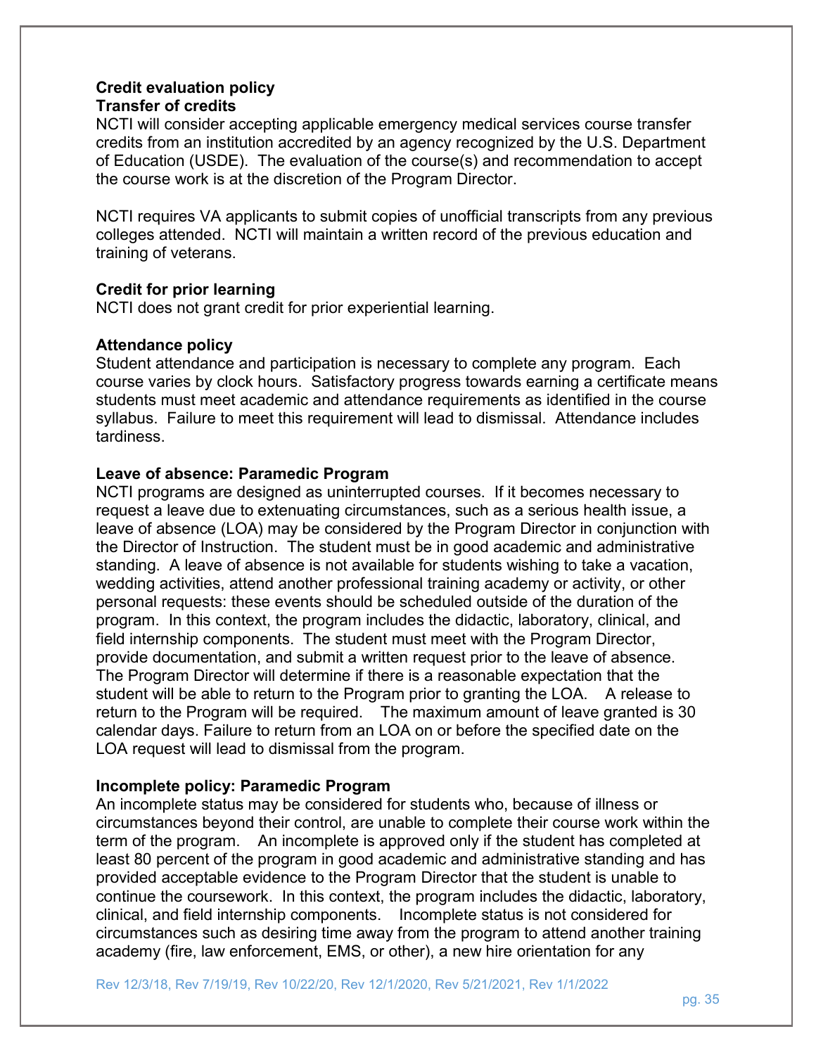**Credit evaluation policy**

**Transfer of credits**

NCTI will consider accepting applicable emergency medical services course transfer credits from an institution accredited by an agency recognized by the U.S. Department of Education (USDE). The evaluation of the course(s) and recommendation to accept the course work is at the discretion of the Program Director.

NCTI requires VA applicants to submit copies of unofficial transcripts from any previous colleges attended. NCTI will maintain a written record of the previous education and training of veterans.

**Credit for prior learning**

NCTI does not grant credit for prior experiential learning.

**Attendance policy**

Student attendance and participation is necessary to complete any program. Each course varies by clock hours. Satisfactory progress towards earning a certificate means students must meet academic and attendance requirements as identified in the course syllabus. Failure to meet this requirement will lead to dismissal. Attendance includes tardiness.

**Leave of absence: Paramedic Program**

NCTI programs are designed as uninterrupted courses. If it becomes necessary to request a leave due to extenuating circumstances, such as a serious health issue, a leave of absence (LOA) may be considered by the Program Director in conjunction with the Director of Instruction. The student must be in good academic and administrative standing. A leave of absence is not available for students wishing to take a vacation, wedding activities, attend another professional training academy or activity, or other personal requests: these events should be scheduled outside of the duration of the program. In this context, the program includes the didactic, laboratory, clinical, and field internship components. The student must meet with the Program Director, provide documentation, and submit a written request prior to the leave of absence. The Program Director will determine if there is a reasonable expectation that the student will be able to return to the Program prior to granting the LOA. A release to return to the Program will be required. The maximum amount of leave granted is 30 calendar days. Failure to return from an LOA on or before the specified date on the LOA request will lead to dismissal from the program.

**Incomplete policy: Paramedic Program**

An incomplete status may be considered for students who, because of illness or circumstances beyond their control, are unable to complete their course work within the term of the program. An incomplete is approved only if the student has completed at least 80 percent of the program in good academic and administrative standing and has provided acceptable evidence to the Program Director that the student is unable to continue the coursework. In this context, the program includes the didactic, laboratory, clinical, and field internship components. Incomplete status is not considered for circumstances such as desiring time away from the program to attend another training academy (fire, law enforcement, EMS, or other), a new hire orientation for any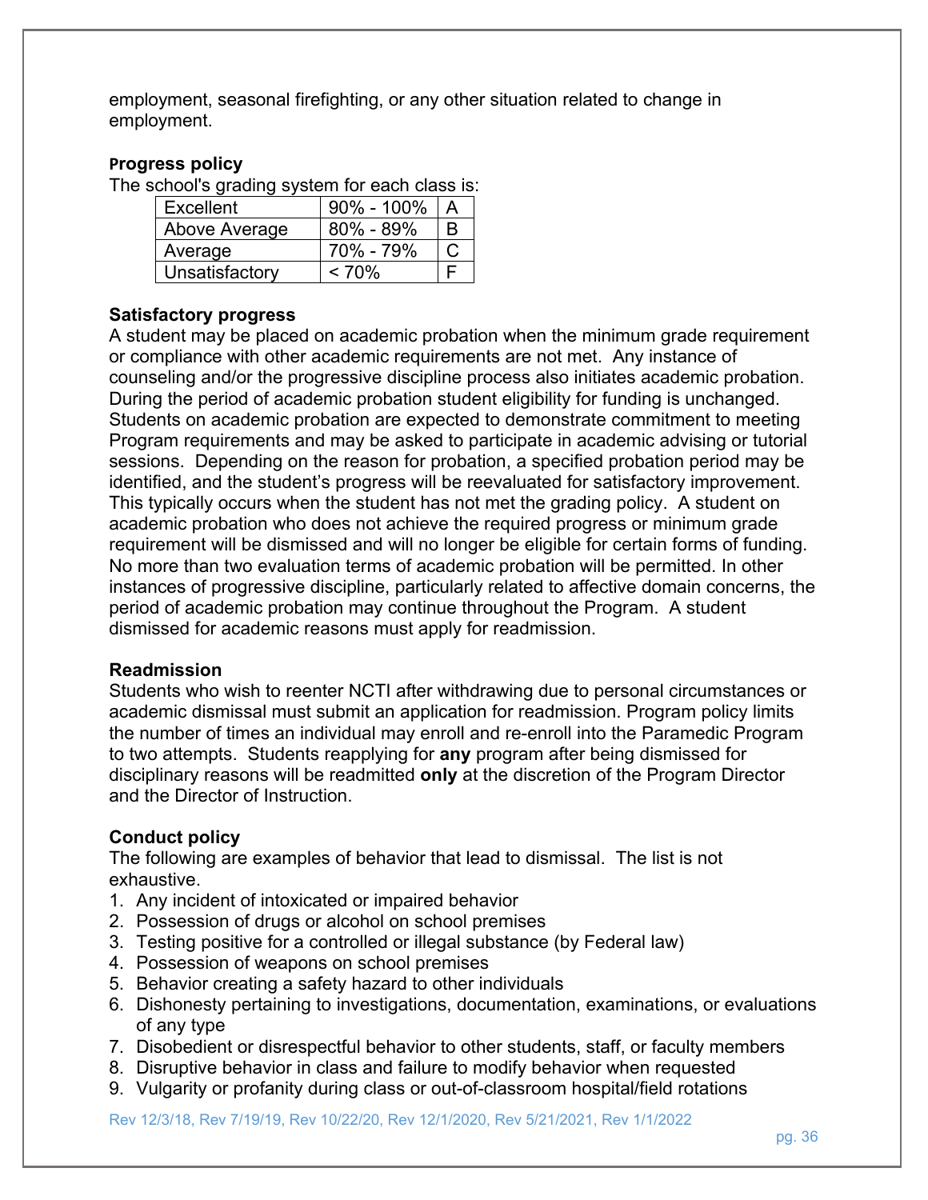employment, seasonal firefighting, or any other situation related to change in employment.

### Progress policy

The school's grading system for each class is:

| Excellent | 90% - 100% | A |
|---|---|---|
| Above Average | 80% - 89% | B |
| Average | 70% - 79% | C |
| Unsatisfactory | < 70% | F |

### Satisfactory progress

A student may be placed on academic probation when the minimum grade requirement or compliance with other academic requirements are not met. Any instance of counseling and/or the progressive discipline process also initiates academic probation. During the period of academic probation student eligibility for funding is unchanged. Students on academic probation are expected to demonstrate commitment to meeting Program requirements and may be asked to participate in academic advising or tutorial sessions. Depending on the reason for probation, a specified probation period may be identified, and the student's progress will be reevaluated for satisfactory improvement. This typically occurs when the student has not met the grading policy. A student on academic probation who does not achieve the required progress or minimum grade requirement will be dismissed and will no longer be eligible for certain forms of funding. No more than two evaluation terms of academic probation will be permitted. In other instances of progressive discipline, particularly related to affective domain concerns, the period of academic probation may continue throughout the Program. A student dismissed for academic reasons must apply for readmission.

### Readmission

Students who wish to reenter NCTI after withdrawing due to personal circumstances or academic dismissal must submit an application for readmission. Program policy limits the number of times an individual may enroll and re-enroll into the Paramedic Program to two attempts. Students reapplying for **any** program after being dismissed for disciplinary reasons will be readmitted **only** at the discretion of the Program Director and the Director of Instruction.

### Conduct policy

The following are examples of behavior that lead to dismissal. The list is not exhaustive.

1. Any incident of intoxicated or impaired behavior
2. Possession of drugs or alcohol on school premises
3. Testing positive for a controlled or illegal substance (by Federal law)
4. Possession of weapons on school premises
5. Behavior creating a safety hazard to other individuals
6. Dishonesty pertaining to investigations, documentation, examinations, or evaluations of any type
7. Disobedient or disrespectful behavior to other students, staff, or faculty members
8. Disruptive behavior in class and failure to modify behavior when requested
9. Vulgarity or profanity during class or out-of-classroom hospital/field rotations

Rev 12/3/18, Rev 7/19/19, Rev 10/22/20, Rev 12/1/2020, Rev 5/21/2021, Rev 1/1/2022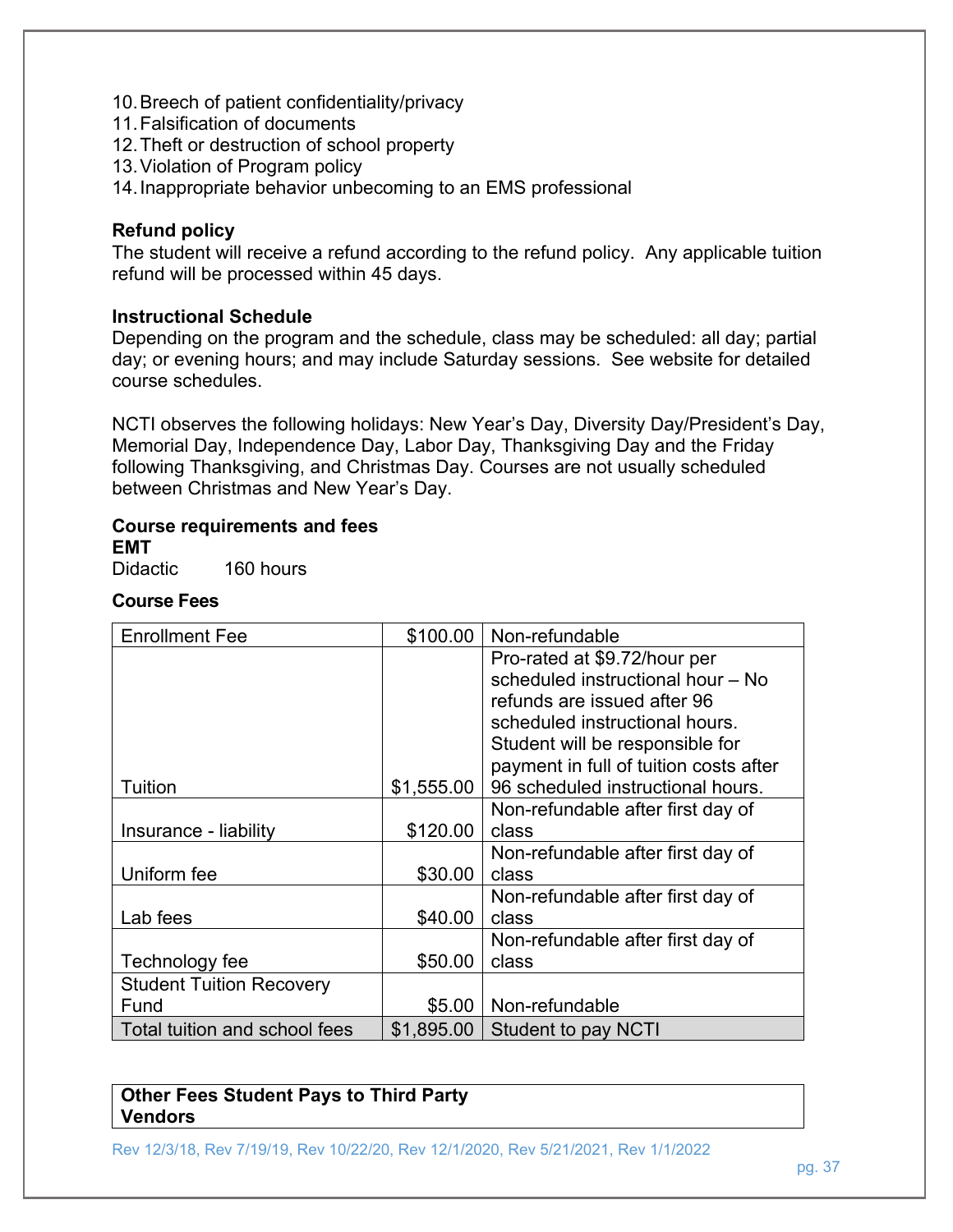10. Breech of patient confidentiality/privacy
11. Falsification of documents
12. Theft or destruction of school property
13. Violation of Program policy
14. Inappropriate behavior unbecoming to an EMS professional

**Refund policy**
The student will receive a refund according to the refund policy. Any applicable tuition refund will be processed within 45 days.

**Instructional Schedule**
Depending on the program and the schedule, class may be scheduled: all day; partial day; or evening hours; and may include Saturday sessions. See website for detailed course schedules.

NCTI observes the following holidays: New Year's Day, Diversity Day/President's Day, Memorial Day, Independence Day, Labor Day, Thanksgiving Day and the Friday following Thanksgiving, and Christmas Day. Courses are not usually scheduled between Christmas and New Year's Day.

**Course requirements and fees**
**EMT**
Didactic 160 hours

**Course Fees**

| | | |
|---|---:|---|
| Enrollment Fee | $100.00 | Non-refundable |
| Tuition | $1,555.00 | Pro-rated at $9.72/hour per scheduled instructional hour – No refunds are issued after 96 scheduled instructional hours. Student will be responsible for payment in full of tuition costs after 96 scheduled instructional hours. |
| Insurance - liability | $120.00 | Non-refundable after first day of class |
| Uniform fee | $30.00 | Non-refundable after first day of class |
| Lab fees | $40.00 | Non-refundable after first day of class |
| Technology fee | $50.00 | Non-refundable after first day of class |
| Student Tuition Recovery Fund | $5.00 | Non-refundable |
| Total tuition and school fees | $1,895.00 | Student to pay NCTI |

| **Other Fees Student Pays to Third Party Vendors** |
|---|

Rev 12/3/18, Rev 7/19/19, Rev 10/22/20, Rev 12/1/2020, Rev 5/21/2021, Rev 1/1/2022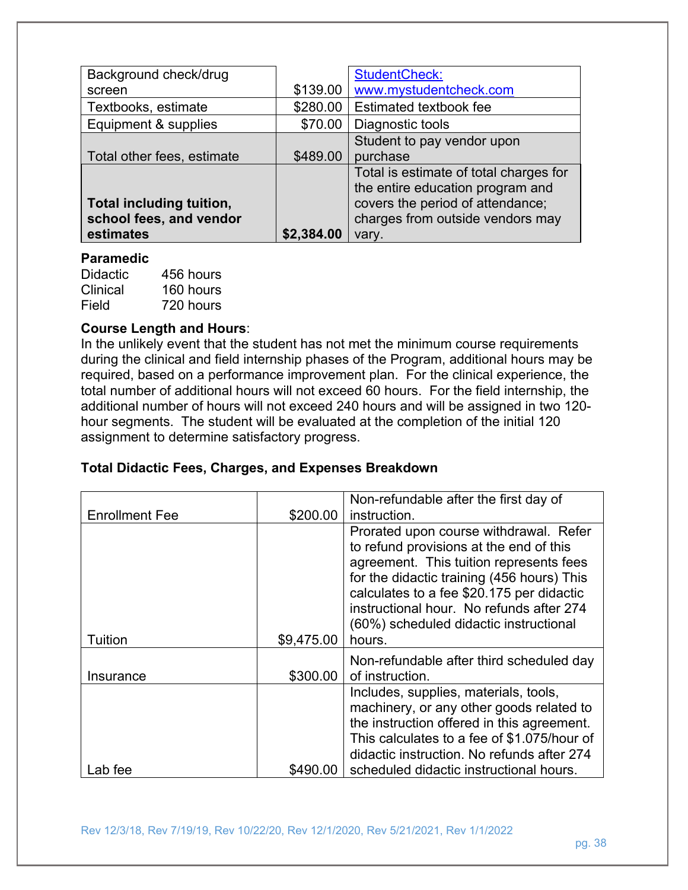| | | |
|---|---|---|
| Background check/drug screen | $139.00 | StudentCheck: www.mystudentcheck.com |
| Textbooks, estimate | $280.00 | Estimated textbook fee |
| Equipment & supplies | $70.00 | Diagnostic tools |
| Total other fees, estimate | $489.00 | Student to pay vendor upon purchase |
| **Total including tuition, school fees, and vendor estimates** | **$2,384.00** | Total is estimate of total charges for the entire education program and covers the period of attendance; charges from outside vendors may vary. |

**Paramedic**

| | |
|---|---|
| Didactic | 456 hours |
| Clinical | 160 hours |
| Field | 720 hours |

**Course Length and Hours**:
In the unlikely event that the student has not met the minimum course requirements during the clinical and field internship phases of the Program, additional hours may be required, based on a performance improvement plan. For the clinical experience, the total number of additional hours will not exceed 60 hours. For the field internship, the additional number of hours will not exceed 240 hours and will be assigned in two 120-hour segments. The student will be evaluated at the completion of the initial 120 assignment to determine satisfactory progress.

**Total Didactic Fees, Charges, and Expenses Breakdown**

| | | |
|---|---|---|
| Enrollment Fee | $200.00 | Non-refundable after the first day of instruction. |
| Tuition | $9,475.00 | Prorated upon course withdrawal. Refer to refund provisions at the end of this agreement. This tuition represents fees for the didactic training (456 hours) This calculates to a fee $20.175 per didactic instructional hour. No refunds after 274 (60%) scheduled didactic instructional hours. |
| Insurance | $300.00 | Non-refundable after third scheduled day of instruction. |
| Lab fee | $490.00 | Includes, supplies, materials, tools, machinery, or any other goods related to the instruction offered in this agreement. This calculates to a fee of $1.075/hour of didactic instruction. No refunds after 274 scheduled didactic instructional hours. |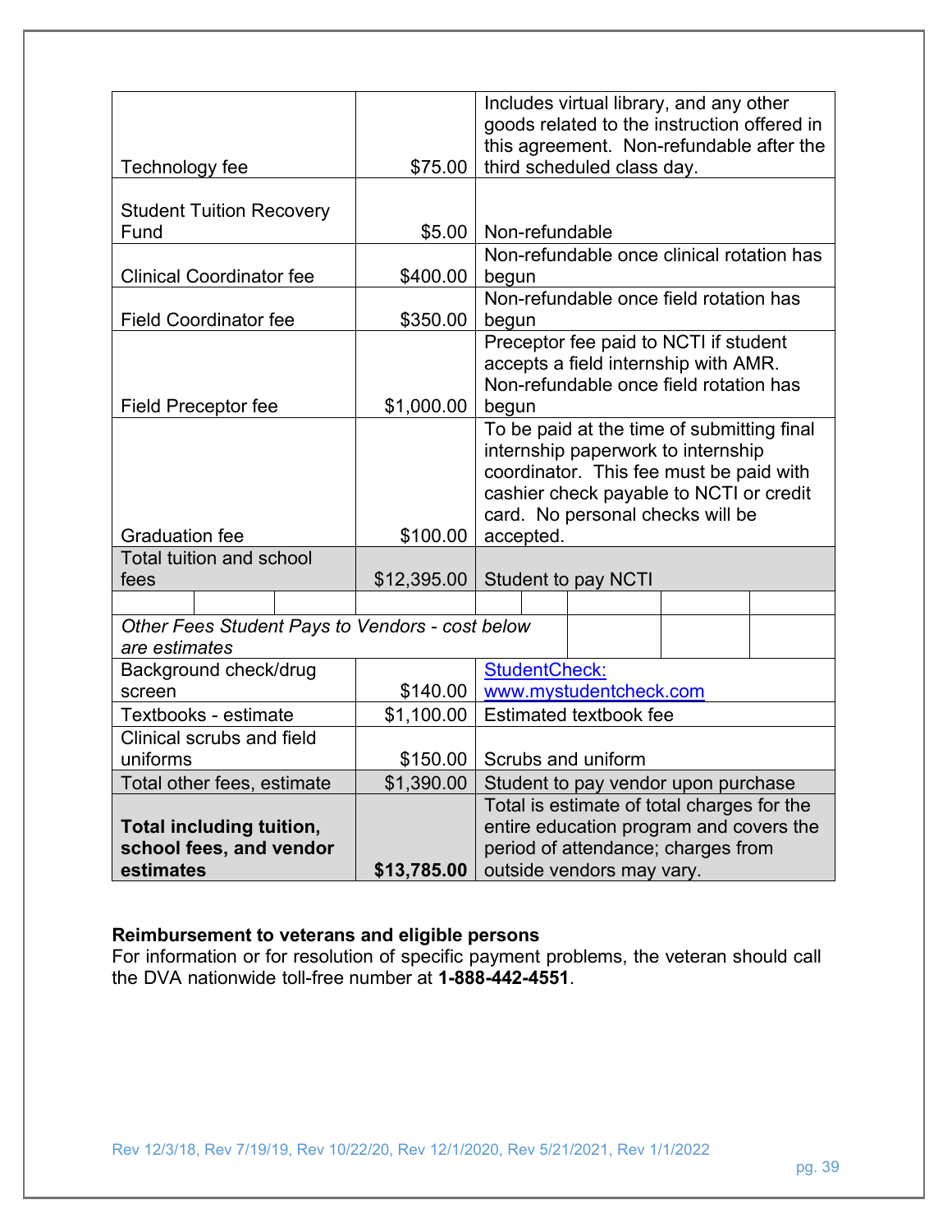| | | |
|---|---|---|
| Technology fee | $75.00 | Includes virtual library, and any other goods related to the instruction offered in this agreement. Non-refundable after the third scheduled class day. |
| Student Tuition Recovery Fund | $5.00 | Non-refundable |
| Clinical Coordinator fee | $400.00 | Non-refundable once clinical rotation has begun |
| Field Coordinator fee | $350.00 | Non-refundable once field rotation has begun |
| Field Preceptor fee | $1,000.00 | Preceptor fee paid to NCTI if student accepts a field internship with AMR. Non-refundable once field rotation has begun |
| Graduation fee | $100.00 | To be paid at the time of submitting final internship paperwork to internship coordinator. This fee must be paid with cashier check payable to NCTI or credit card. No personal checks will be accepted. |
| Total tuition and school fees | $12,395.00 | Student to pay NCTI |
| | | |
| *Other Fees Student Pays to Vendors - cost below are estimates* | | |
| Background check/drug screen | $140.00 | [StudentCheck: www.mystudentcheck.com](http://www.mystudentcheck.com) |
| Textbooks - estimate | $1,100.00 | Estimated textbook fee |
| Clinical scrubs and field uniforms | $150.00 | Scrubs and uniform |
| Total other fees, estimate | $1,390.00 | Student to pay vendor upon purchase |
| **Total including tuition, school fees, and vendor estimates** | **$13,785.00** | Total is estimate of total charges for the entire education program and covers the period of attendance; charges from outside vendors may vary. |

**Reimbursement to veterans and eligible persons**

For information or for resolution of specific payment problems, the veteran should call the DVA nationwide toll-free number at **1-888-442-4551**.

Rev 12/3/18, Rev 7/19/19, Rev 10/22/20, Rev 12/1/2020, Rev 5/21/2021, Rev 1/1/2022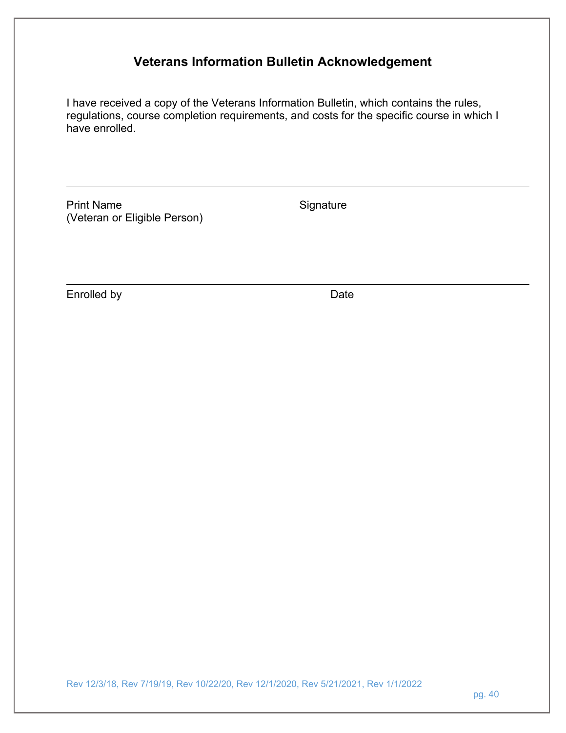## Veterans Information Bulletin Acknowledgement

I have received a copy of the Veterans Information Bulletin, which contains the rules, regulations, course completion requirements, and costs for the specific course in which I have enrolled.

Print Name
(Veteran or Eligible Person)

Signature

Enrolled by

Date

Rev 12/3/18, Rev 7/19/19, Rev 10/22/20, Rev 12/1/2020, Rev 5/21/2021, Rev 1/1/2022